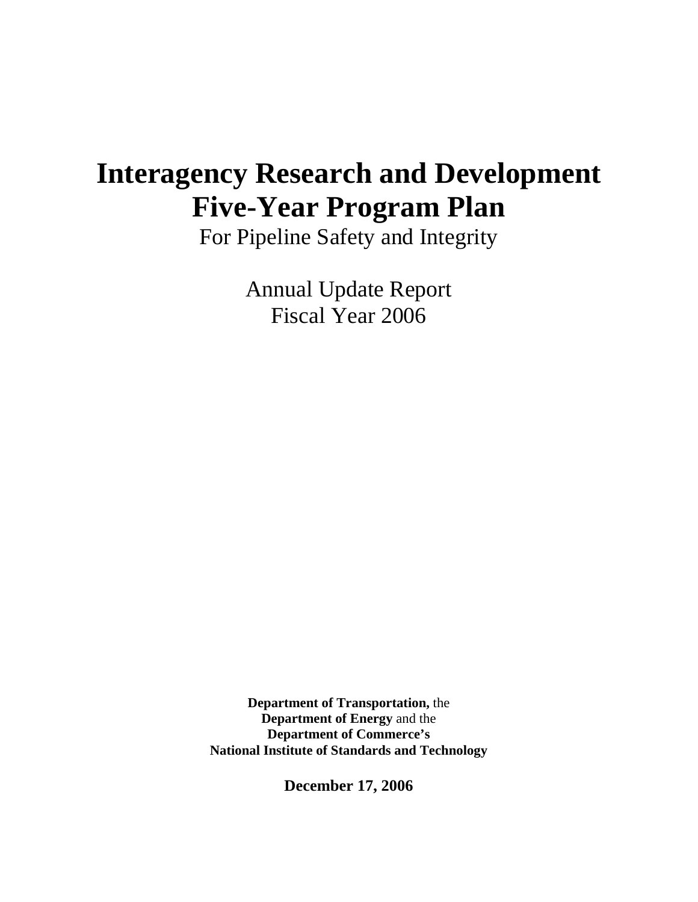# Interagency Research and Development Five-Year Program Plan

For Pipeline Safety and Integrity

Annual Update Report
Fiscal Year 2006

**Department of Transportation,** the
**Department of Energy** and the
**Department of Commerce's**
**National Institute of Standards and Technology**

**December 17, 2006**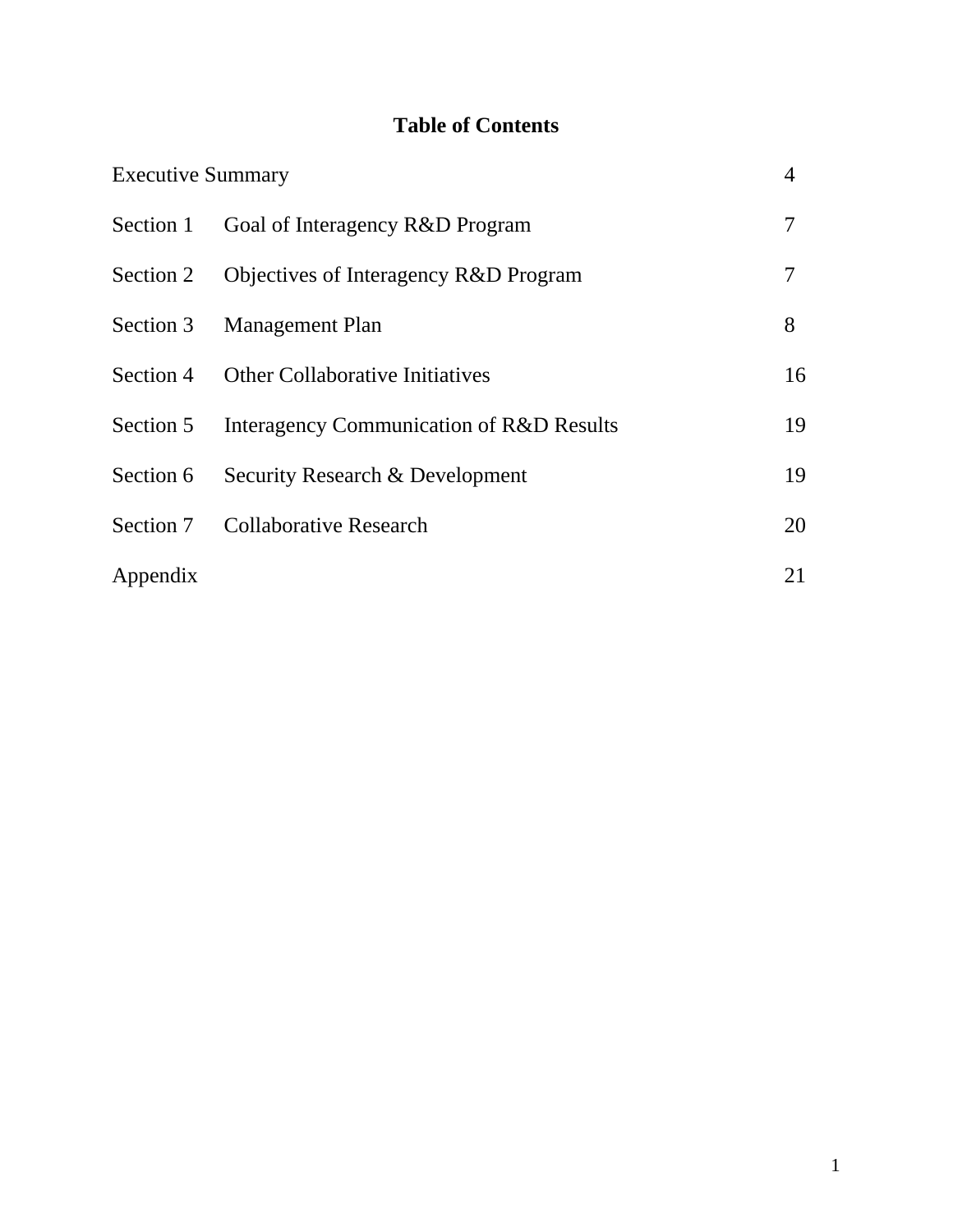# Table of Contents

| | | |
|---|---|---|
| Executive Summary | | 4 |
| Section 1 | Goal of Interagency R&D Program | 7 |
| Section 2 | Objectives of Interagency R&D Program | 7 |
| Section 3 | Management Plan | 8 |
| Section 4 | Other Collaborative Initiatives | 16 |
| Section 5 | Interagency Communication of R&D Results | 19 |
| Section 6 | Security Research & Development | 19 |
| Section 7 | Collaborative Research | 20 |
| Appendix | | 21 |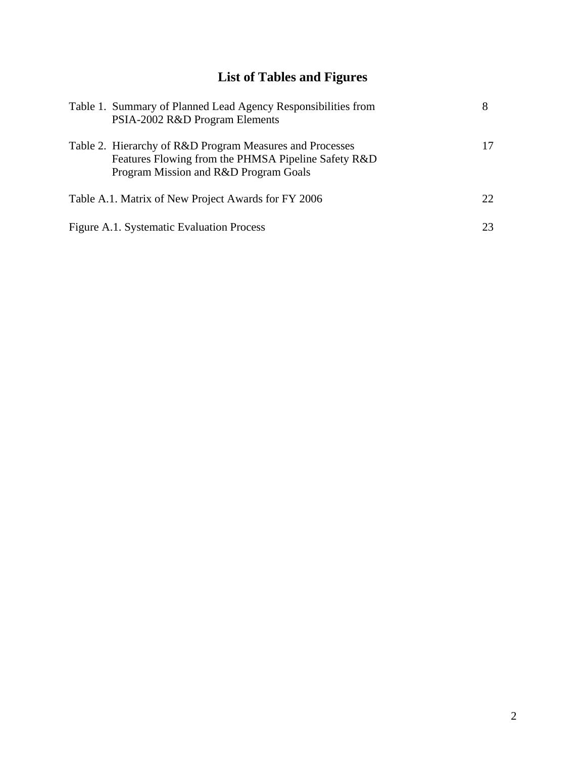# List of Tables and Figures

| | |
|---|---|
| Table 1. Summary of Planned Lead Agency Responsibilities from PSIA-2002 R&D Program Elements | 8 |
| Table 2. Hierarchy of R&D Program Measures and Processes Features Flowing from the PHMSA Pipeline Safety R&D Program Mission and R&D Program Goals | 17 |
| Table A.1. Matrix of New Project Awards for FY 2006 | 22 |
| Figure A.1. Systematic Evaluation Process | 23 |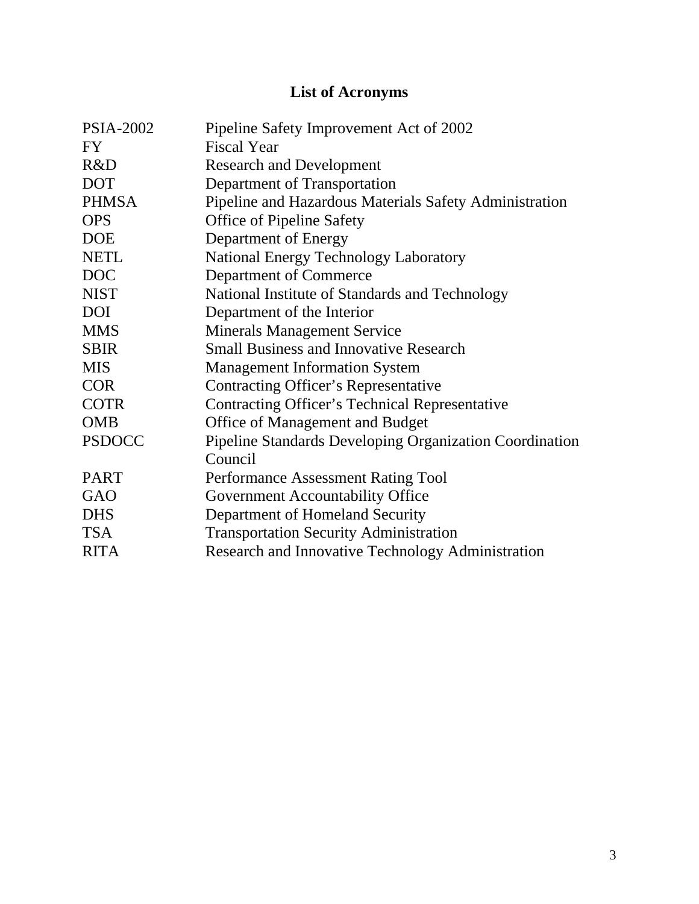# List of Acronyms

| | |
|---|---|
| PSIA-2002 | Pipeline Safety Improvement Act of 2002 |
| FY | Fiscal Year |
| R&D | Research and Development |
| DOT | Department of Transportation |
| PHMSA | Pipeline and Hazardous Materials Safety Administration |
| OPS | Office of Pipeline Safety |
| DOE | Department of Energy |
| NETL | National Energy Technology Laboratory |
| DOC | Department of Commerce |
| NIST | National Institute of Standards and Technology |
| DOI | Department of the Interior |
| MMS | Minerals Management Service |
| SBIR | Small Business and Innovative Research |
| MIS | Management Information System |
| COR | Contracting Officer's Representative |
| COTR | Contracting Officer's Technical Representative |
| OMB | Office of Management and Budget |
| PSDOCC | Pipeline Standards Developing Organization Coordination Council |
| PART | Performance Assessment Rating Tool |
| GAO | Government Accountability Office |
| DHS | Department of Homeland Security |
| TSA | Transportation Security Administration |
| RITA | Research and Innovative Technology Administration |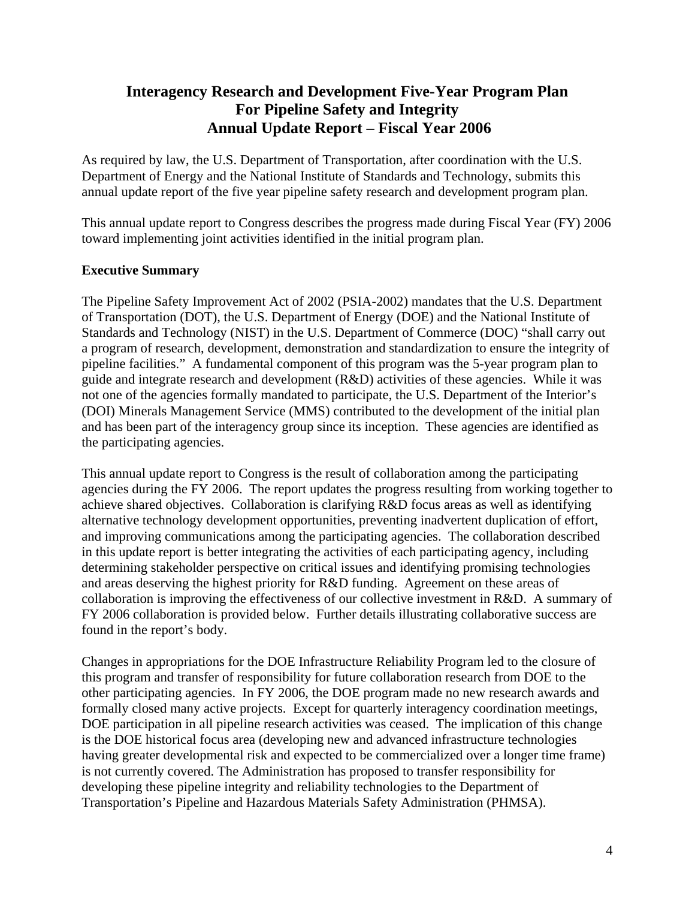# Interagency Research and Development Five-Year Program Plan For Pipeline Safety and Integrity Annual Update Report – Fiscal Year 2006

As required by law, the U.S. Department of Transportation, after coordination with the U.S. Department of Energy and the National Institute of Standards and Technology, submits this annual update report of the five year pipeline safety research and development program plan.

This annual update report to Congress describes the progress made during Fiscal Year (FY) 2006 toward implementing joint activities identified in the initial program plan.

**Executive Summary**

The Pipeline Safety Improvement Act of 2002 (PSIA-2002) mandates that the U.S. Department of Transportation (DOT), the U.S. Department of Energy (DOE) and the National Institute of Standards and Technology (NIST) in the U.S. Department of Commerce (DOC) "shall carry out a program of research, development, demonstration and standardization to ensure the integrity of pipeline facilities." A fundamental component of this program was the 5-year program plan to guide and integrate research and development (R&D) activities of these agencies. While it was not one of the agencies formally mandated to participate, the U.S. Department of the Interior's (DOI) Minerals Management Service (MMS) contributed to the development of the initial plan and has been part of the interagency group since its inception. These agencies are identified as the participating agencies.

This annual update report to Congress is the result of collaboration among the participating agencies during the FY 2006. The report updates the progress resulting from working together to achieve shared objectives. Collaboration is clarifying R&D focus areas as well as identifying alternative technology development opportunities, preventing inadvertent duplication of effort, and improving communications among the participating agencies. The collaboration described in this update report is better integrating the activities of each participating agency, including determining stakeholder perspective on critical issues and identifying promising technologies and areas deserving the highest priority for R&D funding. Agreement on these areas of collaboration is improving the effectiveness of our collective investment in R&D. A summary of FY 2006 collaboration is provided below. Further details illustrating collaborative success are found in the report's body.

Changes in appropriations for the DOE Infrastructure Reliability Program led to the closure of this program and transfer of responsibility for future collaboration research from DOE to the other participating agencies. In FY 2006, the DOE program made no new research awards and formally closed many active projects. Except for quarterly interagency coordination meetings, DOE participation in all pipeline research activities was ceased. The implication of this change is the DOE historical focus area (developing new and advanced infrastructure technologies having greater developmental risk and expected to be commercialized over a longer time frame) is not currently covered. The Administration has proposed to transfer responsibility for developing these pipeline integrity and reliability technologies to the Department of Transportation's Pipeline and Hazardous Materials Safety Administration (PHMSA).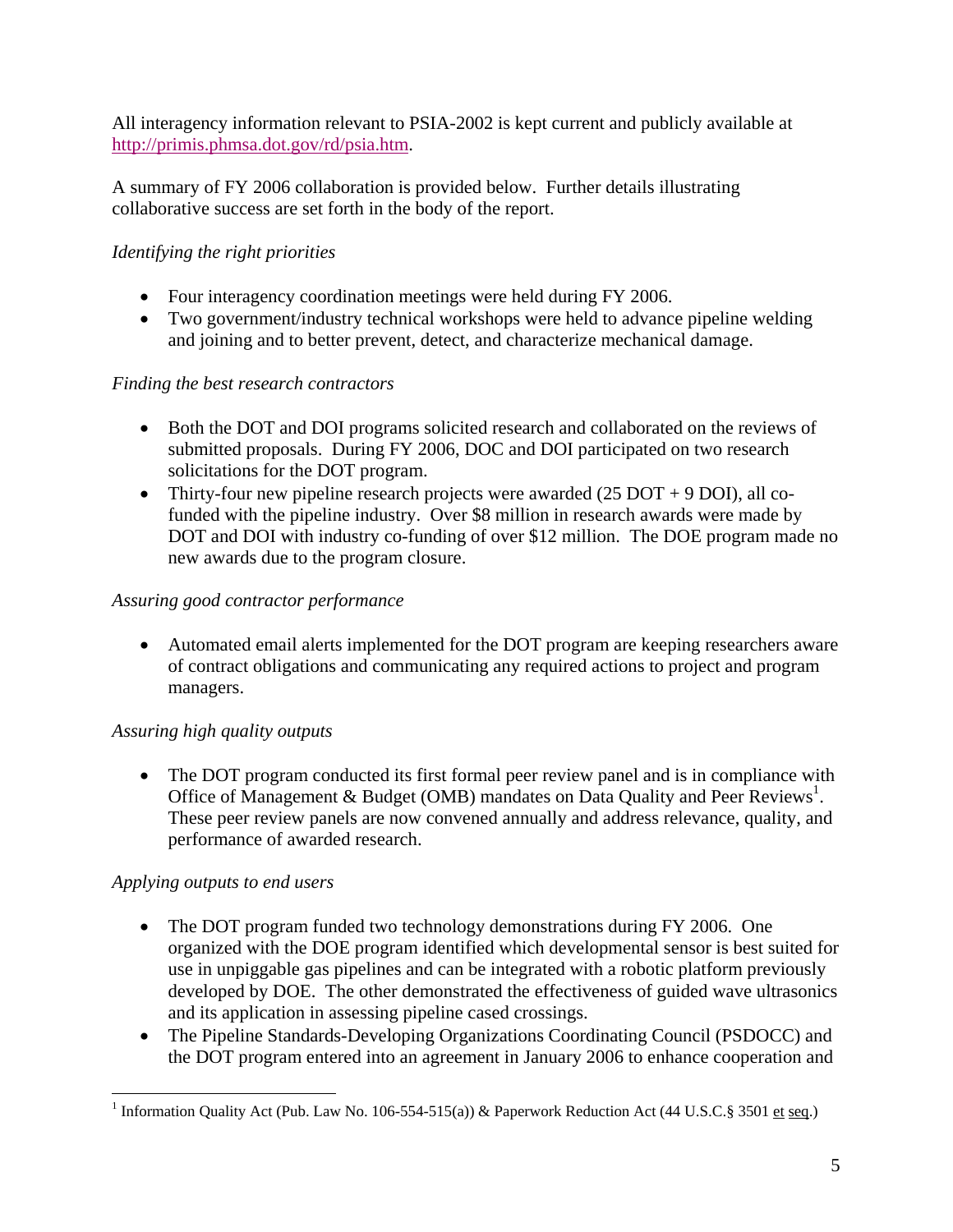All interagency information relevant to PSIA-2002 is kept current and publicly available at http://primis.phmsa.dot.gov/rd/psia.htm.

A summary of FY 2006 collaboration is provided below. Further details illustrating collaborative success are set forth in the body of the report.

*Identifying the right priorities*

- Four interagency coordination meetings were held during FY 2006.
- Two government/industry technical workshops were held to advance pipeline welding and joining and to better prevent, detect, and characterize mechanical damage.

*Finding the best research contractors*

- Both the DOT and DOI programs solicited research and collaborated on the reviews of submitted proposals. During FY 2006, DOC and DOI participated on two research solicitations for the DOT program.
- Thirty-four new pipeline research projects were awarded (25 DOT + 9 DOI), all co-funded with the pipeline industry. Over $8 million in research awards were made by DOT and DOI with industry co-funding of over $12 million. The DOE program made no new awards due to the program closure.

*Assuring good contractor performance*

- Automated email alerts implemented for the DOT program are keeping researchers aware of contract obligations and communicating any required actions to project and program managers.

*Assuring high quality outputs*

- The DOT program conducted its first formal peer review panel and is in compliance with Office of Management & Budget (OMB) mandates on Data Quality and Peer Reviews[1]. These peer review panels are now convened annually and address relevance, quality, and performance of awarded research.

*Applying outputs to end users*

- The DOT program funded two technology demonstrations during FY 2006. One organized with the DOE program identified which developmental sensor is best suited for use in unpiggable gas pipelines and can be integrated with a robotic platform previously developed by DOE. The other demonstrated the effectiveness of guided wave ultrasonics and its application in assessing pipeline cased crossings.
- The Pipeline Standards-Developing Organizations Coordinating Council (PSDOCC) and the DOT program entered into an agreement in January 2006 to enhance cooperation and

[1] Information Quality Act (Pub. Law No. 106-554-515(a)) & Paperwork Reduction Act (44 U.S.C.§ 3501 et seq.)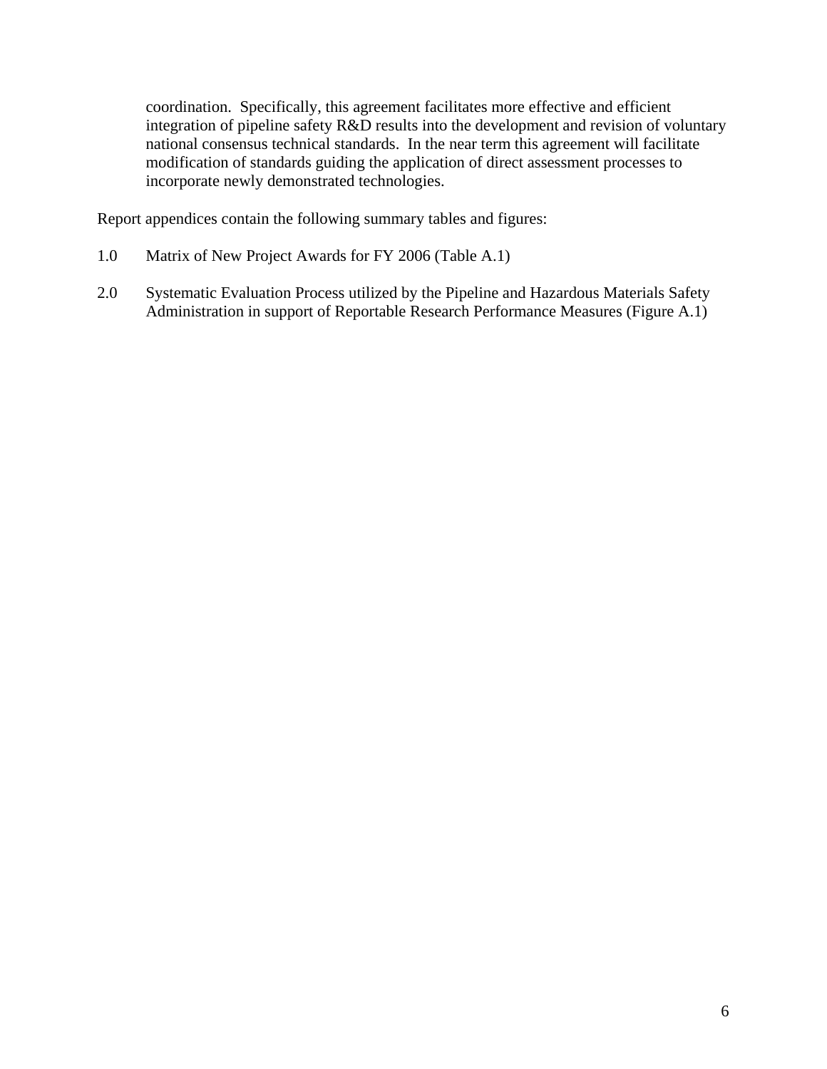coordination. Specifically, this agreement facilitates more effective and efficient integration of pipeline safety R&D results into the development and revision of voluntary national consensus technical standards. In the near term this agreement will facilitate modification of standards guiding the application of direct assessment processes to incorporate newly demonstrated technologies.

Report appendices contain the following summary tables and figures:

1.0 Matrix of New Project Awards for FY 2006 (Table A.1)

2.0 Systematic Evaluation Process utilized by the Pipeline and Hazardous Materials Safety Administration in support of Reportable Research Performance Measures (Figure A.1)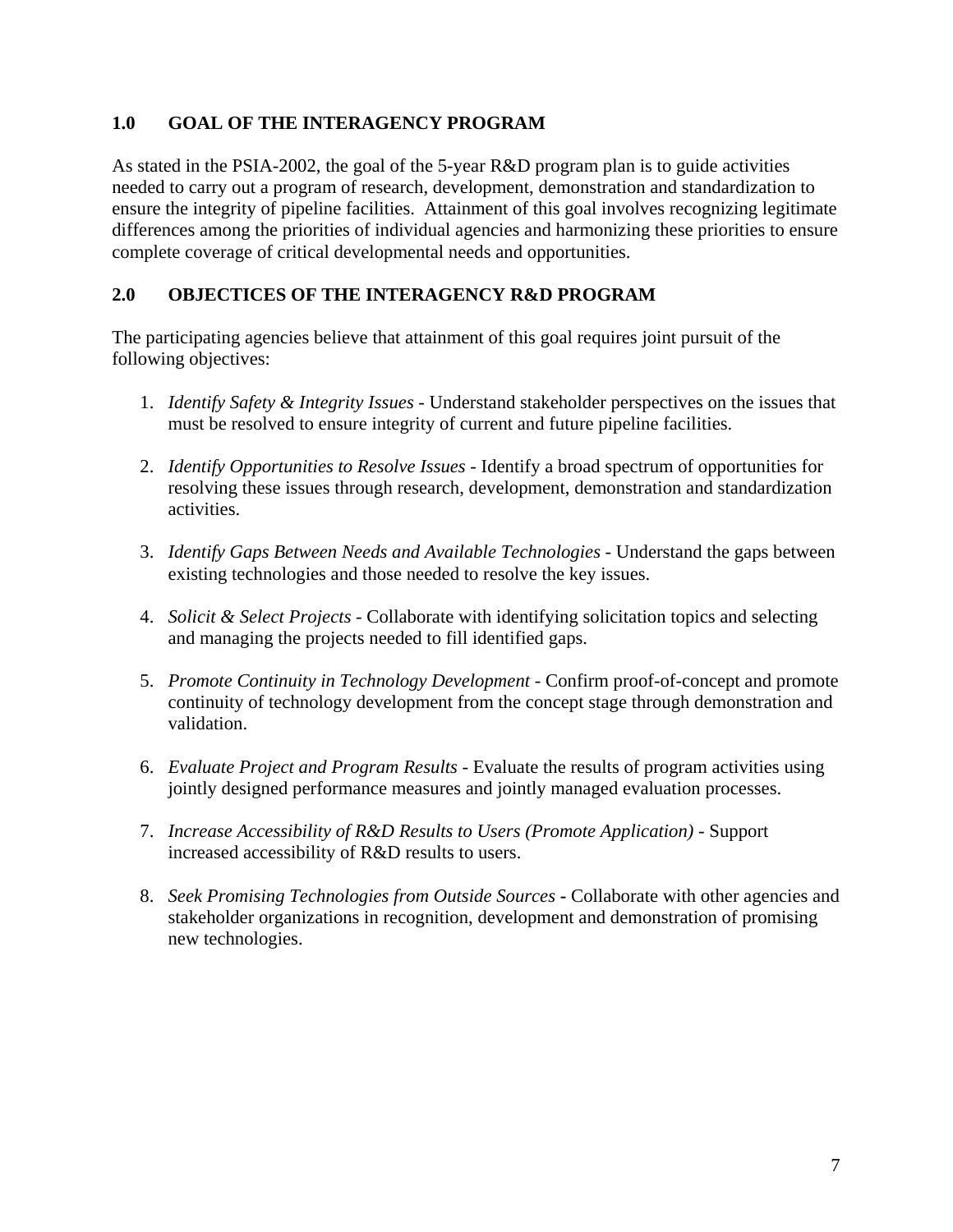## 1.0 GOAL OF THE INTERAGENCY PROGRAM

As stated in the PSIA-2002, the goal of the 5-year R&D program plan is to guide activities needed to carry out a program of research, development, demonstration and standardization to ensure the integrity of pipeline facilities. Attainment of this goal involves recognizing legitimate differences among the priorities of individual agencies and harmonizing these priorities to ensure complete coverage of critical developmental needs and opportunities.

## 2.0 OBJECTICES OF THE INTERAGENCY R&D PROGRAM

The participating agencies believe that attainment of this goal requires joint pursuit of the following objectives:

1. *Identify Safety & Integrity Issues* - Understand stakeholder perspectives on the issues that must be resolved to ensure integrity of current and future pipeline facilities.

2. *Identify Opportunities to Resolve Issues* - Identify a broad spectrum of opportunities for resolving these issues through research, development, demonstration and standardization activities.

3. *Identify Gaps Between Needs and Available Technologies* - Understand the gaps between existing technologies and those needed to resolve the key issues.

4. *Solicit & Select Projects* - Collaborate with identifying solicitation topics and selecting and managing the projects needed to fill identified gaps.

5. *Promote Continuity in Technology Development* - Confirm proof-of-concept and promote continuity of technology development from the concept stage through demonstration and validation.

6. *Evaluate Project and Program Results* - Evaluate the results of program activities using jointly designed performance measures and jointly managed evaluation processes.

7. *Increase Accessibility of R&D Results to Users (Promote Application)* - Support increased accessibility of R&D results to users.

8. *Seek Promising Technologies from Outside Sources* **-** Collaborate with other agencies and stakeholder organizations in recognition, development and demonstration of promising new technologies.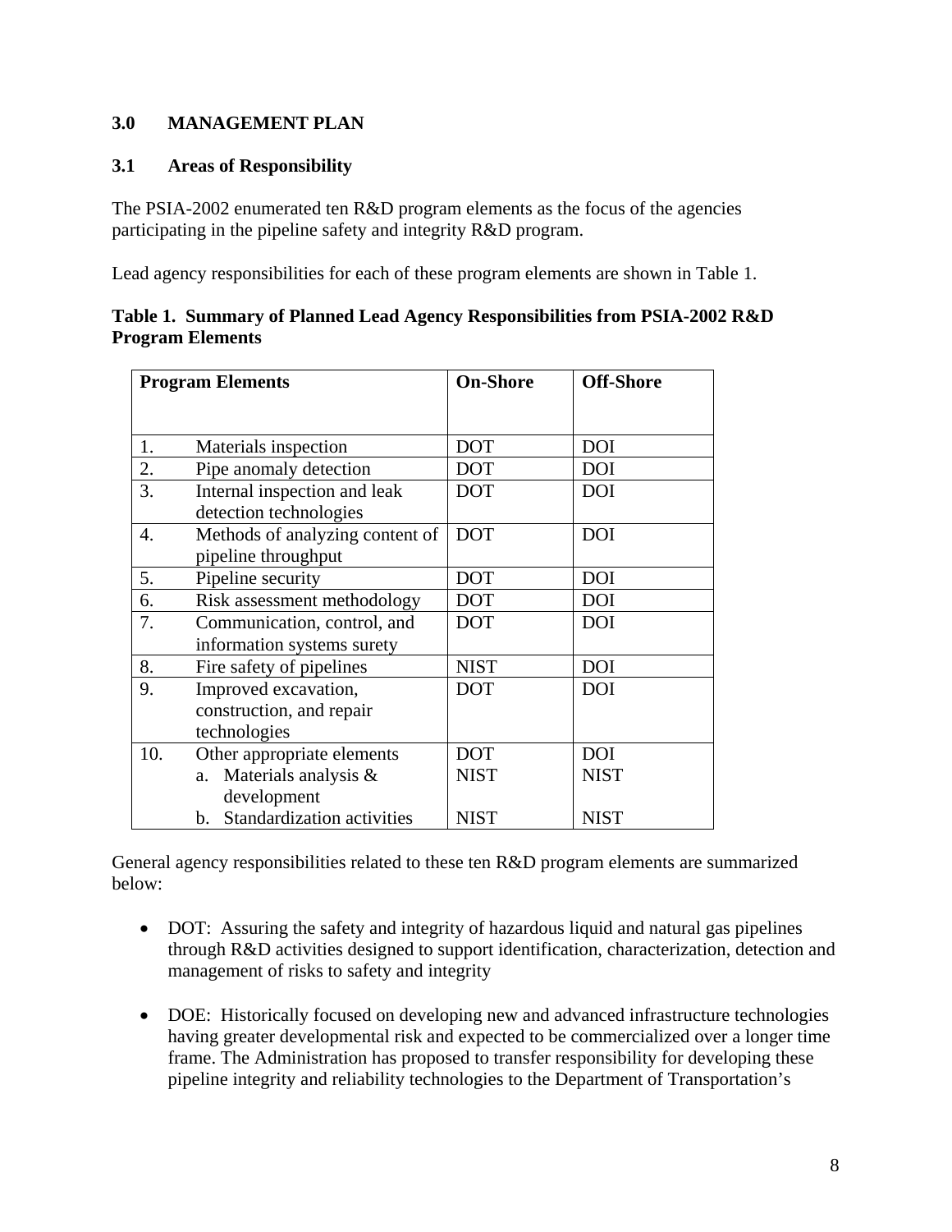## 3.0 MANAGEMENT PLAN

### 3.1 Areas of Responsibility

The PSIA-2002 enumerated ten R&D program elements as the focus of the agencies participating in the pipeline safety and integrity R&D program.

Lead agency responsibilities for each of these program elements are shown in Table 1.

**Table 1. Summary of Planned Lead Agency Responsibilities from PSIA-2002 R&D Program Elements**

| Program Elements | On-Shore | Off-Shore |
|---|---|---|
| 1. Materials inspection | DOT | DOI |
| 2. Pipe anomaly detection | DOT | DOI |
| 3. Internal inspection and leak detection technologies | DOT | DOI |
| 4. Methods of analyzing content of pipeline throughput | DOT | DOI |
| 5. Pipeline security | DOT | DOI |
| 6. Risk assessment methodology | DOT | DOI |
| 7. Communication, control, and information systems surety | DOT | DOI |
| 8. Fire safety of pipelines | NIST | DOI |
| 9. Improved excavation, construction, and repair technologies | DOT | DOI |
| 10. Other appropriate elements | DOT | DOI |
| a. Materials analysis & development | NIST | NIST |
| b. Standardization activities | NIST | NIST |

General agency responsibilities related to these ten R&D program elements are summarized below:

- DOT: Assuring the safety and integrity of hazardous liquid and natural gas pipelines through R&D activities designed to support identification, characterization, detection and management of risks to safety and integrity

- DOE: Historically focused on developing new and advanced infrastructure technologies having greater developmental risk and expected to be commercialized over a longer time frame. The Administration has proposed to transfer responsibility for developing these pipeline integrity and reliability technologies to the Department of Transportation's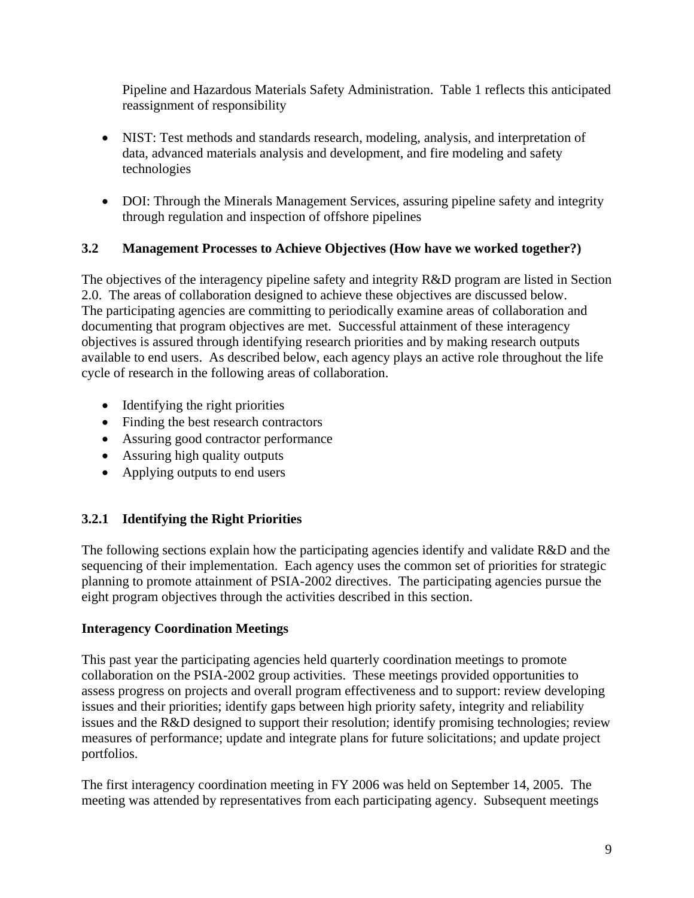Pipeline and Hazardous Materials Safety Administration. Table 1 reflects this anticipated reassignment of responsibility

- NIST: Test methods and standards research, modeling, analysis, and interpretation of data, advanced materials analysis and development, and fire modeling and safety technologies

- DOI: Through the Minerals Management Services, assuring pipeline safety and integrity through regulation and inspection of offshore pipelines

### 3.2 Management Processes to Achieve Objectives (How have we worked together?)

The objectives of the interagency pipeline safety and integrity R&D program are listed in Section 2.0. The areas of collaboration designed to achieve these objectives are discussed below. The participating agencies are committing to periodically examine areas of collaboration and documenting that program objectives are met. Successful attainment of these interagency objectives is assured through identifying research priorities and by making research outputs available to end users. As described below, each agency plays an active role throughout the life cycle of research in the following areas of collaboration.

- Identifying the right priorities
- Finding the best research contractors
- Assuring good contractor performance
- Assuring high quality outputs
- Applying outputs to end users

#### 3.2.1 Identifying the Right Priorities

The following sections explain how the participating agencies identify and validate R&D and the sequencing of their implementation. Each agency uses the common set of priorities for strategic planning to promote attainment of PSIA-2002 directives. The participating agencies pursue the eight program objectives through the activities described in this section.

**Interagency Coordination Meetings**

This past year the participating agencies held quarterly coordination meetings to promote collaboration on the PSIA-2002 group activities. These meetings provided opportunities to assess progress on projects and overall program effectiveness and to support: review developing issues and their priorities; identify gaps between high priority safety, integrity and reliability issues and the R&D designed to support their resolution; identify promising technologies; review measures of performance; update and integrate plans for future solicitations; and update project portfolios.

The first interagency coordination meeting in FY 2006 was held on September 14, 2005. The meeting was attended by representatives from each participating agency. Subsequent meetings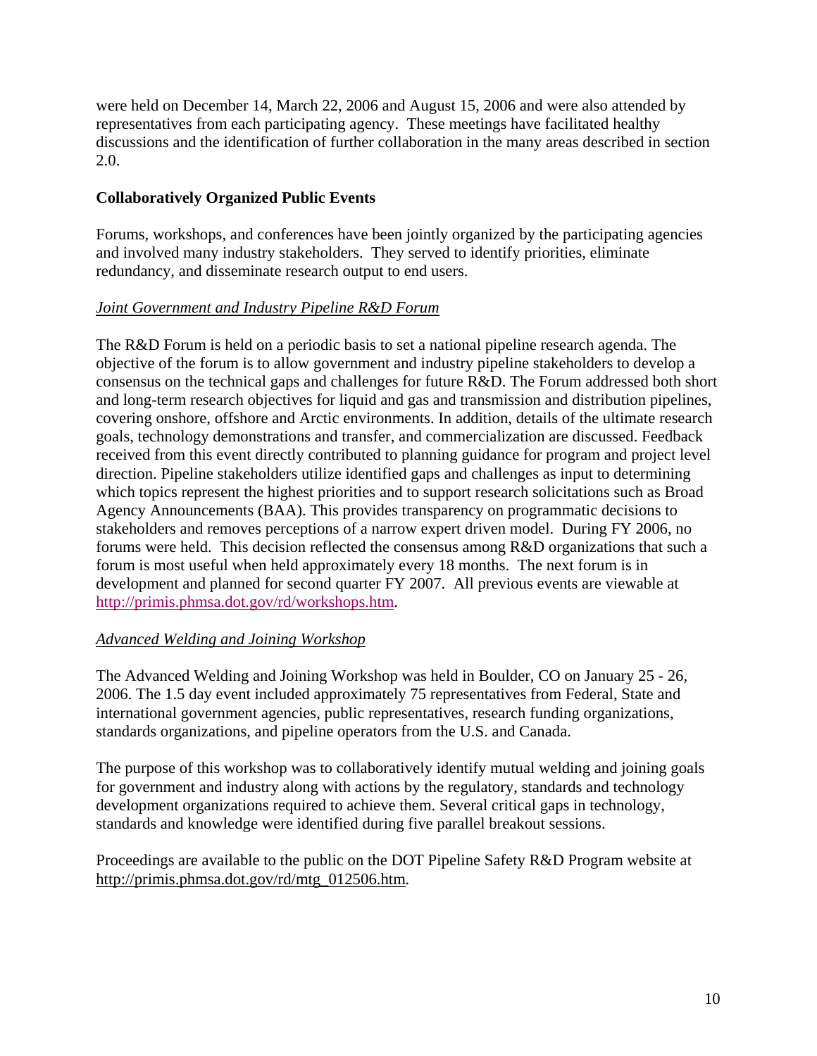were held on December 14, March 22, 2006 and August 15, 2006 and were also attended by representatives from each participating agency. These meetings have facilitated healthy discussions and the identification of further collaboration in the many areas described in section 2.0.

**Collaboratively Organized Public Events**

Forums, workshops, and conferences have been jointly organized by the participating agencies and involved many industry stakeholders. They served to identify priorities, eliminate redundancy, and disseminate research output to end users.

*Joint Government and Industry Pipeline R&D Forum*

The R&D Forum is held on a periodic basis to set a national pipeline research agenda. The objective of the forum is to allow government and industry pipeline stakeholders to develop a consensus on the technical gaps and challenges for future R&D. The Forum addressed both short and long-term research objectives for liquid and gas and transmission and distribution pipelines, covering onshore, offshore and Arctic environments. In addition, details of the ultimate research goals, technology demonstrations and transfer, and commercialization are discussed. Feedback received from this event directly contributed to planning guidance for program and project level direction. Pipeline stakeholders utilize identified gaps and challenges as input to determining which topics represent the highest priorities and to support research solicitations such as Broad Agency Announcements (BAA). This provides transparency on programmatic decisions to stakeholders and removes perceptions of a narrow expert driven model. During FY 2006, no forums were held. This decision reflected the consensus among R&D organizations that such a forum is most useful when held approximately every 18 months. The next forum is in development and planned for second quarter FY 2007. All previous events are viewable at http://primis.phmsa.dot.gov/rd/workshops.htm.

*Advanced Welding and Joining Workshop*

The Advanced Welding and Joining Workshop was held in Boulder, CO on January 25 - 26, 2006. The 1.5 day event included approximately 75 representatives from Federal, State and international government agencies, public representatives, research funding organizations, standards organizations, and pipeline operators from the U.S. and Canada.

The purpose of this workshop was to collaboratively identify mutual welding and joining goals for government and industry along with actions by the regulatory, standards and technology development organizations required to achieve them. Several critical gaps in technology, standards and knowledge were identified during five parallel breakout sessions.

Proceedings are available to the public on the DOT Pipeline Safety R&D Program website at http://primis.phmsa.dot.gov/rd/mtg_012506.htm.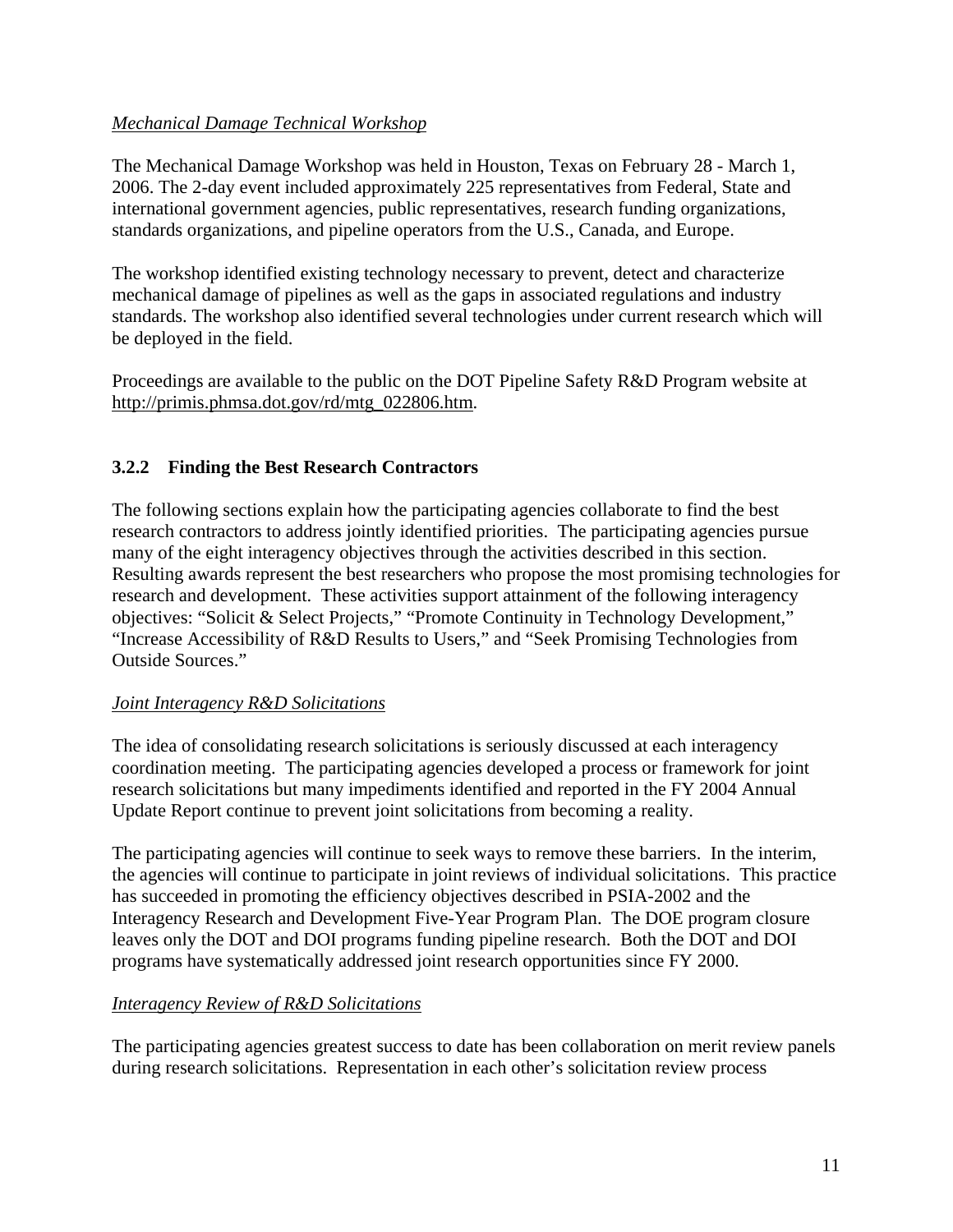*Mechanical Damage Technical Workshop*

The Mechanical Damage Workshop was held in Houston, Texas on February 28 - March 1, 2006. The 2-day event included approximately 225 representatives from Federal, State and international government agencies, public representatives, research funding organizations, standards organizations, and pipeline operators from the U.S., Canada, and Europe.

The workshop identified existing technology necessary to prevent, detect and characterize mechanical damage of pipelines as well as the gaps in associated regulations and industry standards. The workshop also identified several technologies under current research which will be deployed in the field.

Proceedings are available to the public on the DOT Pipeline Safety R&D Program website at http://primis.phmsa.dot.gov/rd/mtg_022806.htm.

### 3.2.2 Finding the Best Research Contractors

The following sections explain how the participating agencies collaborate to find the best research contractors to address jointly identified priorities. The participating agencies pursue many of the eight interagency objectives through the activities described in this section. Resulting awards represent the best researchers who propose the most promising technologies for research and development. These activities support attainment of the following interagency objectives: "Solicit & Select Projects," "Promote Continuity in Technology Development," "Increase Accessibility of R&D Results to Users," and "Seek Promising Technologies from Outside Sources."

*Joint Interagency R&D Solicitations*

The idea of consolidating research solicitations is seriously discussed at each interagency coordination meeting. The participating agencies developed a process or framework for joint research solicitations but many impediments identified and reported in the FY 2004 Annual Update Report continue to prevent joint solicitations from becoming a reality.

The participating agencies will continue to seek ways to remove these barriers. In the interim, the agencies will continue to participate in joint reviews of individual solicitations. This practice has succeeded in promoting the efficiency objectives described in PSIA-2002 and the Interagency Research and Development Five-Year Program Plan. The DOE program closure leaves only the DOT and DOI programs funding pipeline research. Both the DOT and DOI programs have systematically addressed joint research opportunities since FY 2000.

*Interagency Review of R&D Solicitations*

The participating agencies greatest success to date has been collaboration on merit review panels during research solicitations. Representation in each other's solicitation review process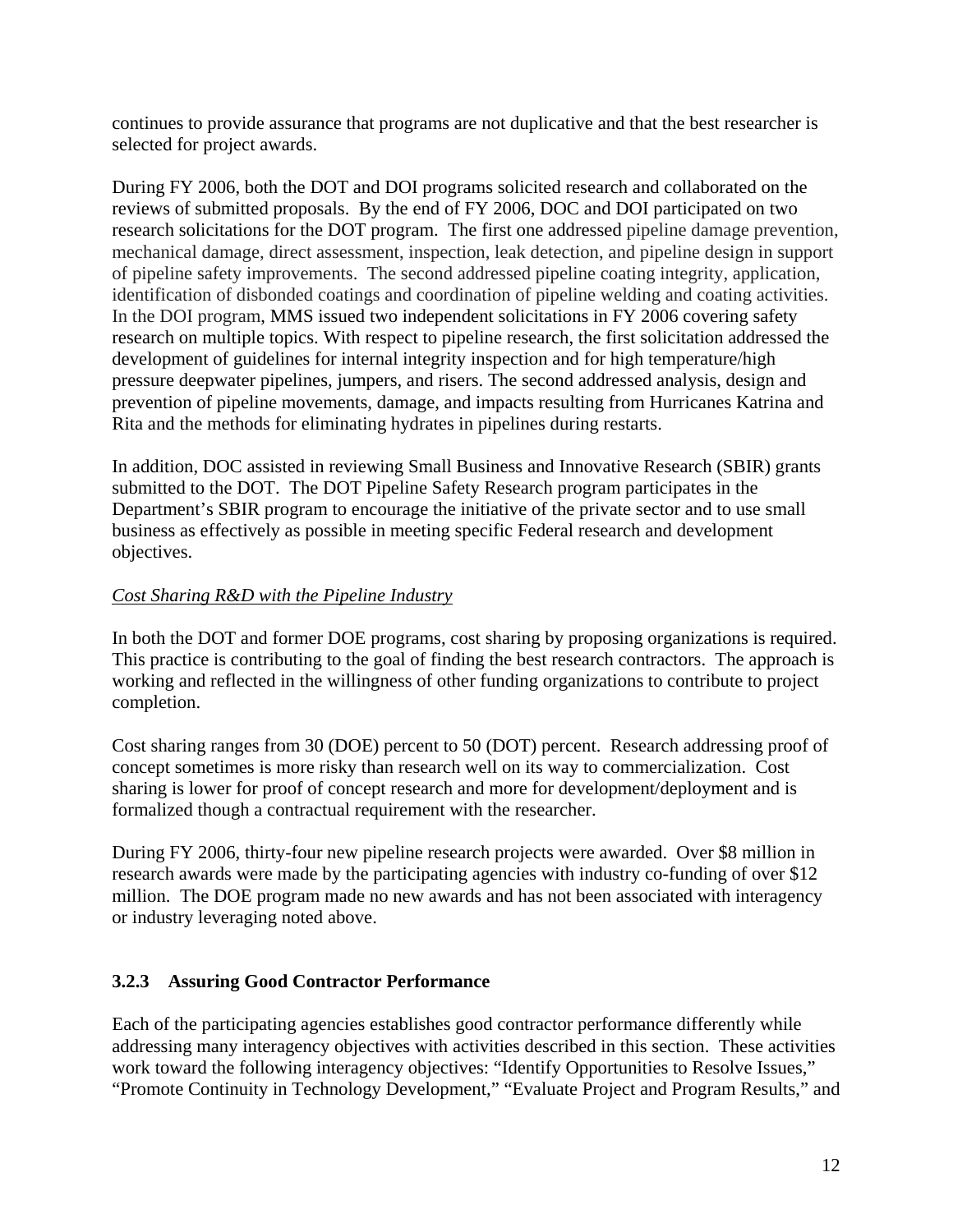continues to provide assurance that programs are not duplicative and that the best researcher is selected for project awards.

During FY 2006, both the DOT and DOI programs solicited research and collaborated on the reviews of submitted proposals. By the end of FY 2006, DOC and DOI participated on two research solicitations for the DOT program. The first one addressed pipeline damage prevention, mechanical damage, direct assessment, inspection, leak detection, and pipeline design in support of pipeline safety improvements. The second addressed pipeline coating integrity, application, identification of disbonded coatings and coordination of pipeline welding and coating activities. In the DOI program, MMS issued two independent solicitations in FY 2006 covering safety research on multiple topics. With respect to pipeline research, the first solicitation addressed the development of guidelines for internal integrity inspection and for high temperature/high pressure deepwater pipelines, jumpers, and risers. The second addressed analysis, design and prevention of pipeline movements, damage, and impacts resulting from Hurricanes Katrina and Rita and the methods for eliminating hydrates in pipelines during restarts.

In addition, DOC assisted in reviewing Small Business and Innovative Research (SBIR) grants submitted to the DOT. The DOT Pipeline Safety Research program participates in the Department's SBIR program to encourage the initiative of the private sector and to use small business as effectively as possible in meeting specific Federal research and development objectives.

*Cost Sharing R&D with the Pipeline Industry*

In both the DOT and former DOE programs, cost sharing by proposing organizations is required. This practice is contributing to the goal of finding the best research contractors. The approach is working and reflected in the willingness of other funding organizations to contribute to project completion.

Cost sharing ranges from 30 (DOE) percent to 50 (DOT) percent. Research addressing proof of concept sometimes is more risky than research well on its way to commercialization. Cost sharing is lower for proof of concept research and more for development/deployment and is formalized though a contractual requirement with the researcher.

During FY 2006, thirty-four new pipeline research projects were awarded. Over $8 million in research awards were made by the participating agencies with industry co-funding of over $12 million. The DOE program made no new awards and has not been associated with interagency or industry leveraging noted above.

### 3.2.3 Assuring Good Contractor Performance

Each of the participating agencies establishes good contractor performance differently while addressing many interagency objectives with activities described in this section. These activities work toward the following interagency objectives: "Identify Opportunities to Resolve Issues," "Promote Continuity in Technology Development," "Evaluate Project and Program Results," and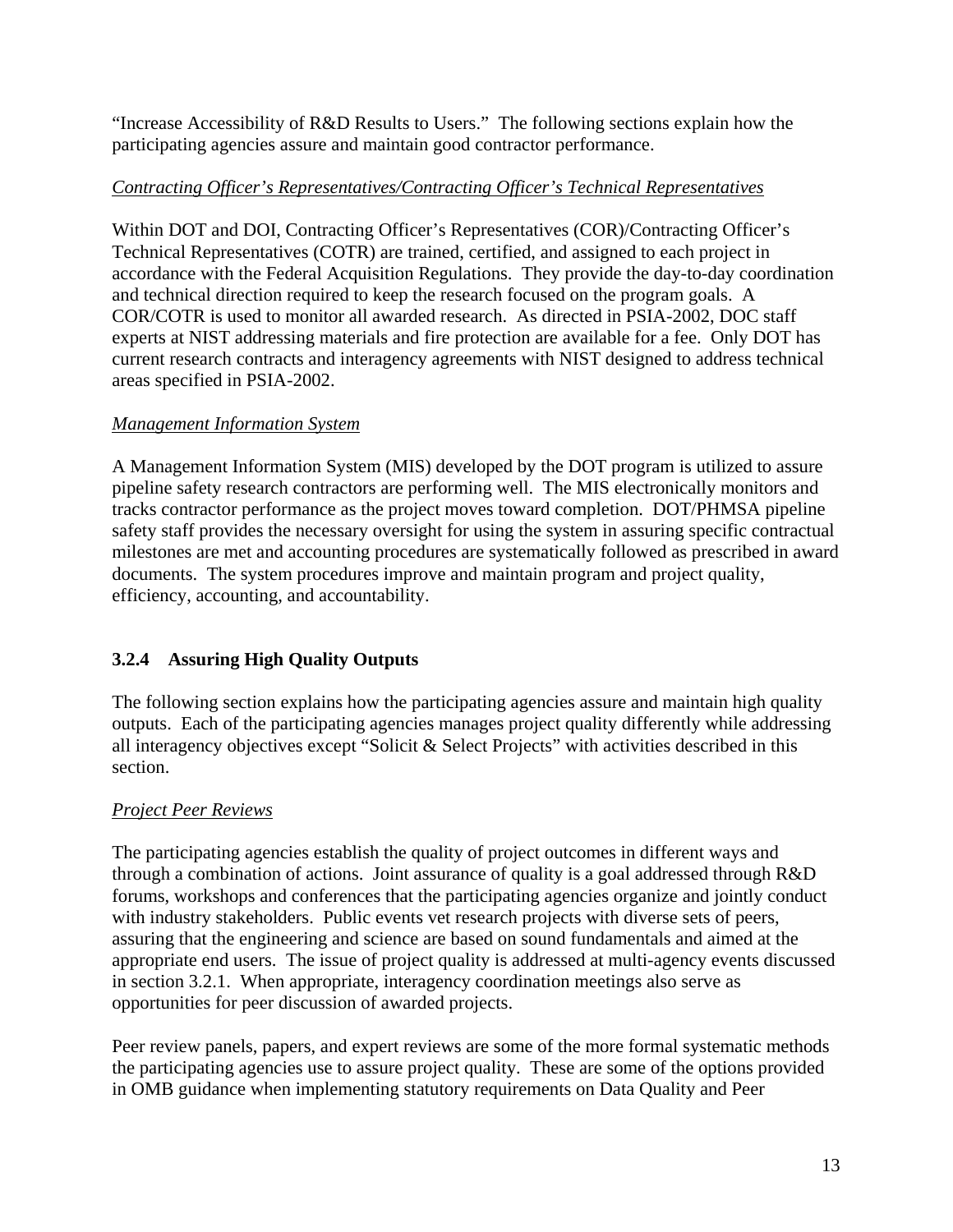"Increase Accessibility of R&D Results to Users." The following sections explain how the participating agencies assure and maintain good contractor performance.

*Contracting Officer's Representatives/Contracting Officer's Technical Representatives*

Within DOT and DOI, Contracting Officer's Representatives (COR)/Contracting Officer's Technical Representatives (COTR) are trained, certified, and assigned to each project in accordance with the Federal Acquisition Regulations. They provide the day-to-day coordination and technical direction required to keep the research focused on the program goals. A COR/COTR is used to monitor all awarded research. As directed in PSIA-2002, DOC staff experts at NIST addressing materials and fire protection are available for a fee. Only DOT has current research contracts and interagency agreements with NIST designed to address technical areas specified in PSIA-2002.

*Management Information System*

A Management Information System (MIS) developed by the DOT program is utilized to assure pipeline safety research contractors are performing well. The MIS electronically monitors and tracks contractor performance as the project moves toward completion. DOT/PHMSA pipeline safety staff provides the necessary oversight for using the system in assuring specific contractual milestones are met and accounting procedures are systematically followed as prescribed in award documents. The system procedures improve and maintain program and project quality, efficiency, accounting, and accountability.

### 3.2.4 Assuring High Quality Outputs

The following section explains how the participating agencies assure and maintain high quality outputs. Each of the participating agencies manages project quality differently while addressing all interagency objectives except "Solicit & Select Projects" with activities described in this section.

*Project Peer Reviews*

The participating agencies establish the quality of project outcomes in different ways and through a combination of actions. Joint assurance of quality is a goal addressed through R&D forums, workshops and conferences that the participating agencies organize and jointly conduct with industry stakeholders. Public events vet research projects with diverse sets of peers, assuring that the engineering and science are based on sound fundamentals and aimed at the appropriate end users. The issue of project quality is addressed at multi-agency events discussed in section 3.2.1. When appropriate, interagency coordination meetings also serve as opportunities for peer discussion of awarded projects.

Peer review panels, papers, and expert reviews are some of the more formal systematic methods the participating agencies use to assure project quality. These are some of the options provided in OMB guidance when implementing statutory requirements on Data Quality and Peer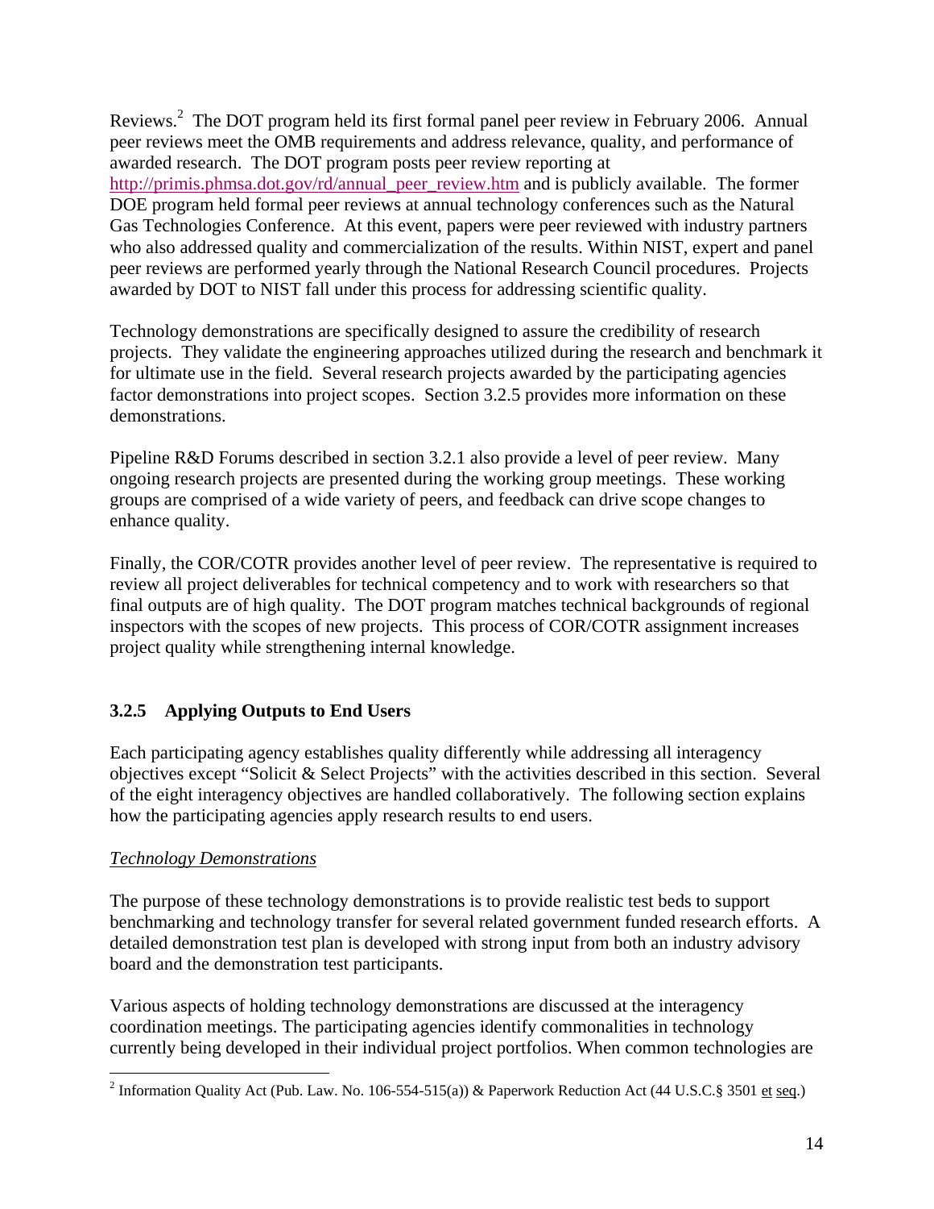Reviews.[2] The DOT program held its first formal panel peer review in February 2006. Annual peer reviews meet the OMB requirements and address relevance, quality, and performance of awarded research. The DOT program posts peer review reporting at http://primis.phmsa.dot.gov/rd/annual_peer_review.htm and is publicly available. The former DOE program held formal peer reviews at annual technology conferences such as the Natural Gas Technologies Conference. At this event, papers were peer reviewed with industry partners who also addressed quality and commercialization of the results. Within NIST, expert and panel peer reviews are performed yearly through the National Research Council procedures. Projects awarded by DOT to NIST fall under this process for addressing scientific quality.

Technology demonstrations are specifically designed to assure the credibility of research projects. They validate the engineering approaches utilized during the research and benchmark it for ultimate use in the field. Several research projects awarded by the participating agencies factor demonstrations into project scopes. Section 3.2.5 provides more information on these demonstrations.

Pipeline R&D Forums described in section 3.2.1 also provide a level of peer review. Many ongoing research projects are presented during the working group meetings. These working groups are comprised of a wide variety of peers, and feedback can drive scope changes to enhance quality.

Finally, the COR/COTR provides another level of peer review. The representative is required to review all project deliverables for technical competency and to work with researchers so that final outputs are of high quality. The DOT program matches technical backgrounds of regional inspectors with the scopes of new projects. This process of COR/COTR assignment increases project quality while strengthening internal knowledge.

### 3.2.5 Applying Outputs to End Users

Each participating agency establishes quality differently while addressing all interagency objectives except "Solicit & Select Projects" with the activities described in this section. Several of the eight interagency objectives are handled collaboratively. The following section explains how the participating agencies apply research results to end users.

*Technology Demonstrations*

The purpose of these technology demonstrations is to provide realistic test beds to support benchmarking and technology transfer for several related government funded research efforts. A detailed demonstration test plan is developed with strong input from both an industry advisory board and the demonstration test participants.

Various aspects of holding technology demonstrations are discussed at the interagency coordination meetings. The participating agencies identify commonalities in technology currently being developed in their individual project portfolios. When common technologies are

---

[2] Information Quality Act (Pub. Law. No. 106-554-515(a)) & Paperwork Reduction Act (44 U.S.C.§ 3501 et seq.)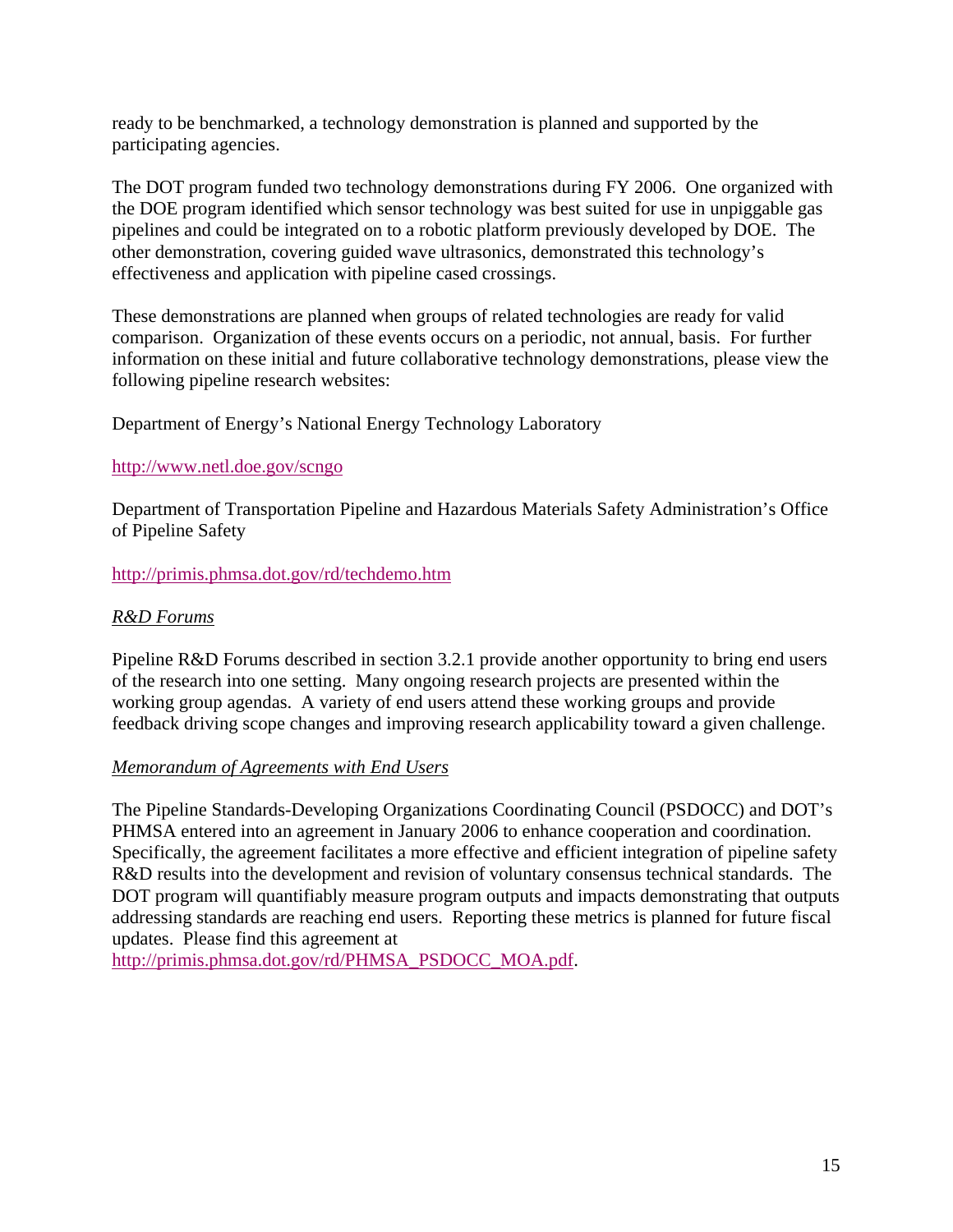ready to be benchmarked, a technology demonstration is planned and supported by the participating agencies.

The DOT program funded two technology demonstrations during FY 2006. One organized with the DOE program identified which sensor technology was best suited for use in unpiggable gas pipelines and could be integrated on to a robotic platform previously developed by DOE. The other demonstration, covering guided wave ultrasonics, demonstrated this technology's effectiveness and application with pipeline cased crossings.

These demonstrations are planned when groups of related technologies are ready for valid comparison. Organization of these events occurs on a periodic, not annual, basis. For further information on these initial and future collaborative technology demonstrations, please view the following pipeline research websites:

Department of Energy's National Energy Technology Laboratory

http://www.netl.doe.gov/scngo

Department of Transportation Pipeline and Hazardous Materials Safety Administration's Office of Pipeline Safety

http://primis.phmsa.dot.gov/rd/techdemo.htm

*R&D Forums*

Pipeline R&D Forums described in section 3.2.1 provide another opportunity to bring end users of the research into one setting. Many ongoing research projects are presented within the working group agendas. A variety of end users attend these working groups and provide feedback driving scope changes and improving research applicability toward a given challenge.

*Memorandum of Agreements with End Users*

The Pipeline Standards-Developing Organizations Coordinating Council (PSDOCC) and DOT's PHMSA entered into an agreement in January 2006 to enhance cooperation and coordination. Specifically, the agreement facilitates a more effective and efficient integration of pipeline safety R&D results into the development and revision of voluntary consensus technical standards. The DOT program will quantifiably measure program outputs and impacts demonstrating that outputs addressing standards are reaching end users. Reporting these metrics is planned for future fiscal updates. Please find this agreement at http://primis.phmsa.dot.gov/rd/PHMSA_PSDOCC_MOA.pdf.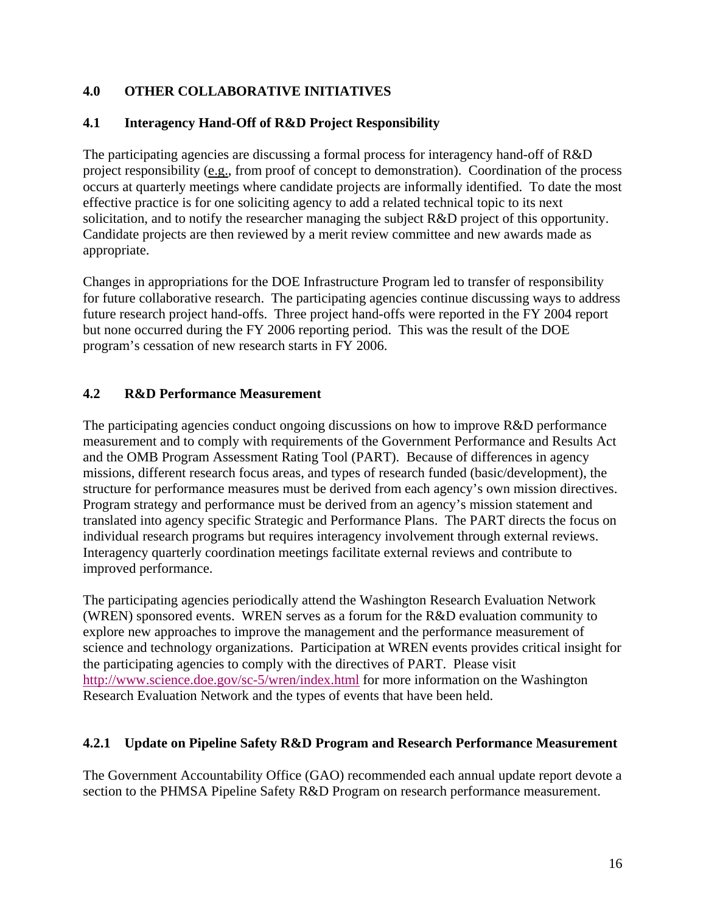## 4.0 OTHER COLLABORATIVE INITIATIVES

### 4.1 Interagency Hand-Off of R&D Project Responsibility

The participating agencies are discussing a formal process for interagency hand-off of R&D project responsibility (e.g., from proof of concept to demonstration). Coordination of the process occurs at quarterly meetings where candidate projects are informally identified. To date the most effective practice is for one soliciting agency to add a related technical topic to its next solicitation, and to notify the researcher managing the subject R&D project of this opportunity. Candidate projects are then reviewed by a merit review committee and new awards made as appropriate.

Changes in appropriations for the DOE Infrastructure Program led to transfer of responsibility for future collaborative research. The participating agencies continue discussing ways to address future research project hand-offs. Three project hand-offs were reported in the FY 2004 report but none occurred during the FY 2006 reporting period. This was the result of the DOE program's cessation of new research starts in FY 2006.

### 4.2 R&D Performance Measurement

The participating agencies conduct ongoing discussions on how to improve R&D performance measurement and to comply with requirements of the Government Performance and Results Act and the OMB Program Assessment Rating Tool (PART). Because of differences in agency missions, different research focus areas, and types of research funded (basic/development), the structure for performance measures must be derived from each agency's own mission directives. Program strategy and performance must be derived from an agency's mission statement and translated into agency specific Strategic and Performance Plans. The PART directs the focus on individual research programs but requires interagency involvement through external reviews. Interagency quarterly coordination meetings facilitate external reviews and contribute to improved performance.

The participating agencies periodically attend the Washington Research Evaluation Network (WREN) sponsored events. WREN serves as a forum for the R&D evaluation community to explore new approaches to improve the management and the performance measurement of science and technology organizations. Participation at WREN events provides critical insight for the participating agencies to comply with the directives of PART. Please visit http://www.science.doe.gov/sc-5/wren/index.html for more information on the Washington Research Evaluation Network and the types of events that have been held.

#### 4.2.1 Update on Pipeline Safety R&D Program and Research Performance Measurement

The Government Accountability Office (GAO) recommended each annual update report devote a section to the PHMSA Pipeline Safety R&D Program on research performance measurement.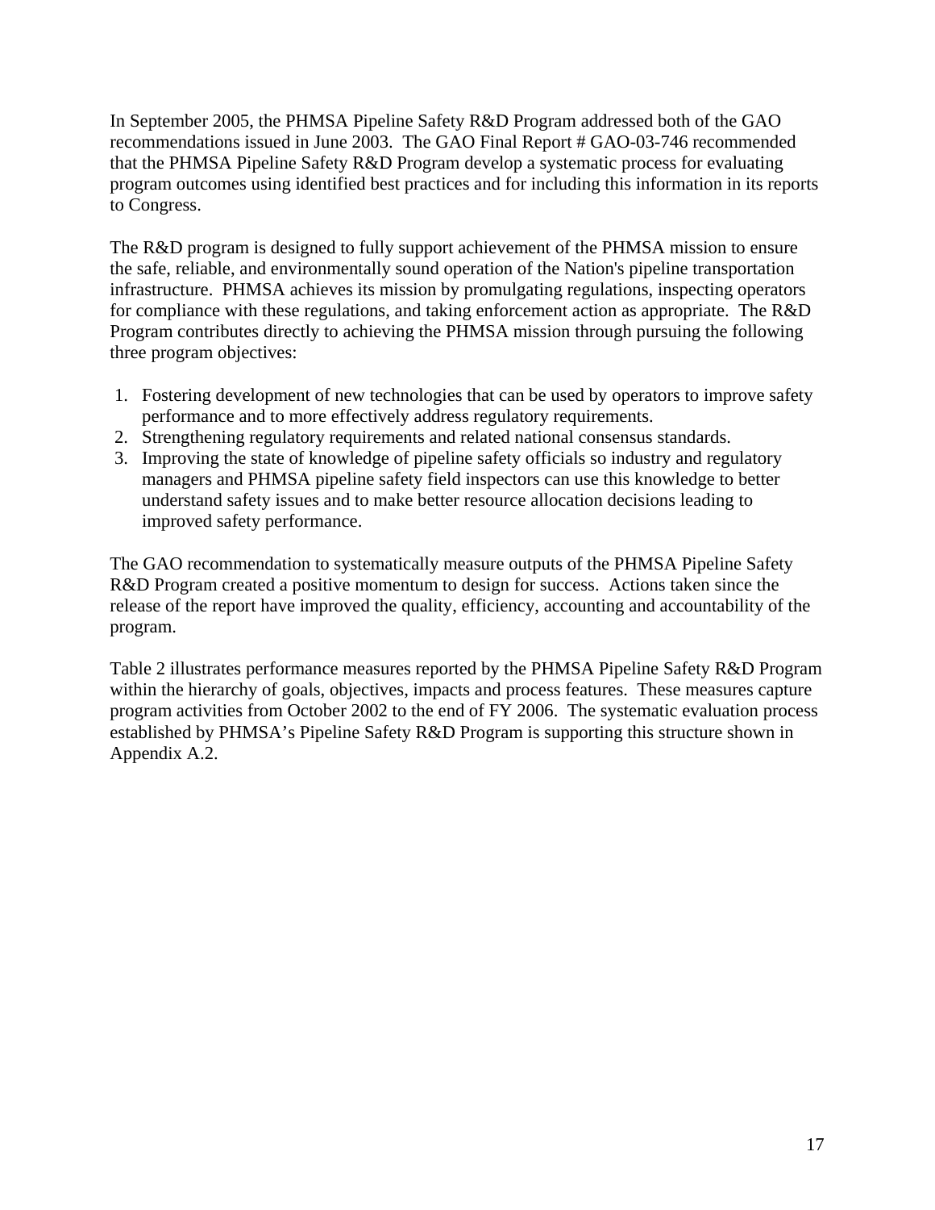In September 2005, the PHMSA Pipeline Safety R&D Program addressed both of the GAO recommendations issued in June 2003. The GAO Final Report # GAO-03-746 recommended that the PHMSA Pipeline Safety R&D Program develop a systematic process for evaluating program outcomes using identified best practices and for including this information in its reports to Congress.

The R&D program is designed to fully support achievement of the PHMSA mission to ensure the safe, reliable, and environmentally sound operation of the Nation's pipeline transportation infrastructure. PHMSA achieves its mission by promulgating regulations, inspecting operators for compliance with these regulations, and taking enforcement action as appropriate. The R&D Program contributes directly to achieving the PHMSA mission through pursuing the following three program objectives:

1. Fostering development of new technologies that can be used by operators to improve safety performance and to more effectively address regulatory requirements.
2. Strengthening regulatory requirements and related national consensus standards.
3. Improving the state of knowledge of pipeline safety officials so industry and regulatory managers and PHMSA pipeline safety field inspectors can use this knowledge to better understand safety issues and to make better resource allocation decisions leading to improved safety performance.

The GAO recommendation to systematically measure outputs of the PHMSA Pipeline Safety R&D Program created a positive momentum to design for success. Actions taken since the release of the report have improved the quality, efficiency, accounting and accountability of the program.

Table 2 illustrates performance measures reported by the PHMSA Pipeline Safety R&D Program within the hierarchy of goals, objectives, impacts and process features. These measures capture program activities from October 2002 to the end of FY 2006. The systematic evaluation process established by PHMSA's Pipeline Safety R&D Program is supporting this structure shown in Appendix A.2.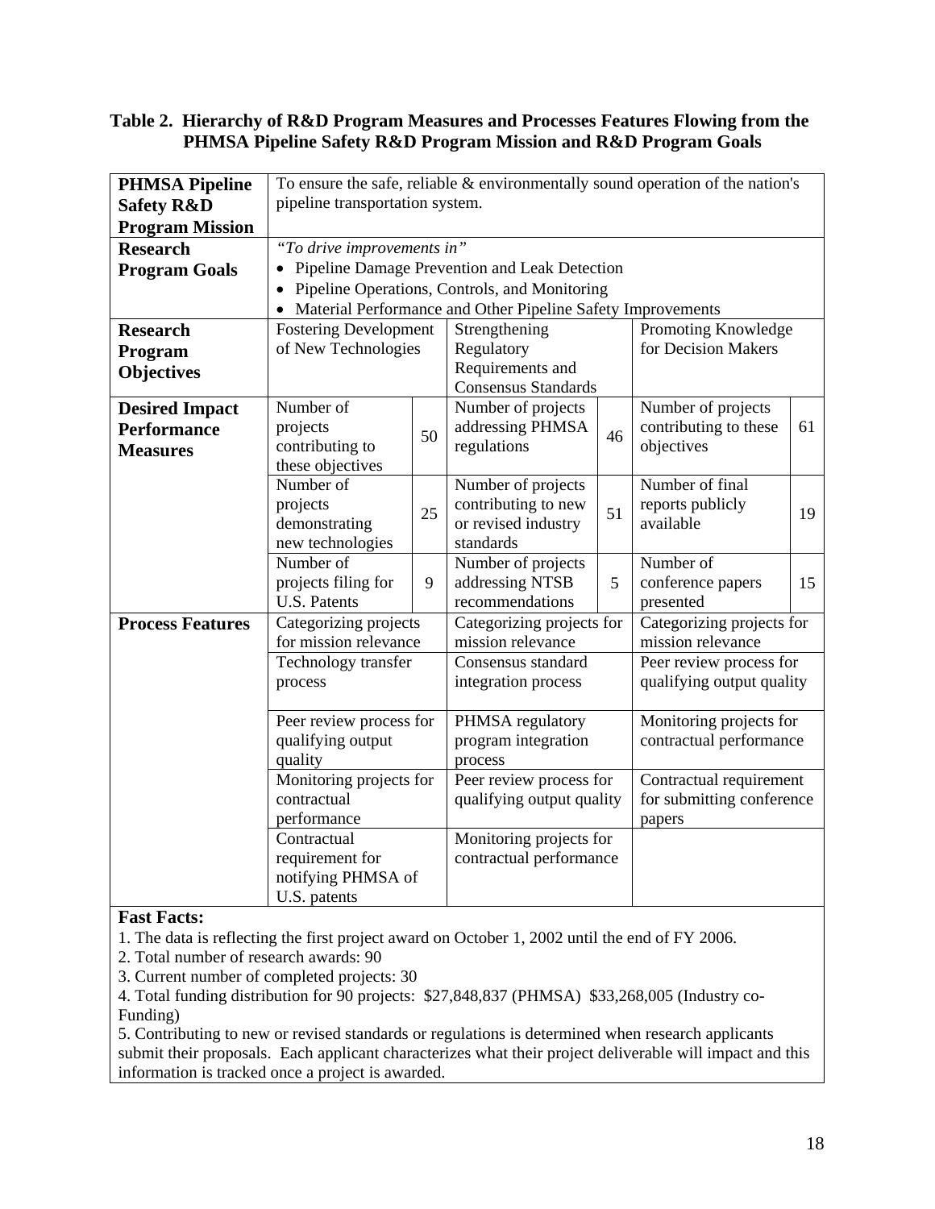**Table 2. Hierarchy of R&D Program Measures and Processes Features Flowing from the PHMSA Pipeline Safety R&D Program Mission and R&D Program Goals**

| | | | | | | |
|---|---|---|---|---|---|---|
| **PHMSA Pipeline Safety R&D Program Mission** | To ensure the safe, reliable & environmentally sound operation of the nation's pipeline transportation system. | | | | | |
| **Research Program Goals** | *"To drive improvements in"*<br>• Pipeline Damage Prevention and Leak Detection<br>• Pipeline Operations, Controls, and Monitoring<br>• Material Performance and Other Pipeline Safety Improvements | | | | | |
| **Research Program Objectives** | Fostering Development of New Technologies | | Strengthening Regulatory Requirements and Consensus Standards | | Promoting Knowledge for Decision Makers | |
| **Desired Impact Performance Measures** | Number of projects contributing to these objectives | 50 | Number of projects addressing PHMSA regulations | 46 | Number of projects contributing to these objectives | 61 |
| | Number of projects demonstrating new technologies | 25 | Number of projects contributing to new or revised industry standards | 51 | Number of final reports publicly available | 19 |
| | Number of projects filing for U.S. Patents | 9 | Number of projects addressing NTSB recommendations | 5 | Number of conference papers presented | 15 |
| **Process Features** | Categorizing projects for mission relevance | | Categorizing projects for mission relevance | | Categorizing projects for mission relevance | |
| | Technology transfer process | | Consensus standard integration process | | Peer review process for qualifying output quality | |
| | Peer review process for qualifying output quality | | PHMSA regulatory program integration process | | Monitoring projects for contractual performance | |
| | Monitoring projects for contractual performance | | Peer review process for qualifying output quality | | Contractual requirement for submitting conference papers | |
| | Contractual requirement for notifying PHMSA of U.S. patents | | Monitoring projects for contractual performance | | | |

**Fast Facts:**

1. The data is reflecting the first project award on October 1, 2002 until the end of FY 2006.
2. Total number of research awards: 90
3. Current number of completed projects: 30
4. Total funding distribution for 90 projects: $27,848,837 (PHMSA) $33,268,005 (Industry co-Funding)
5. Contributing to new or revised standards or regulations is determined when research applicants submit their proposals. Each applicant characterizes what their project deliverable will impact and this information is tracked once a project is awarded.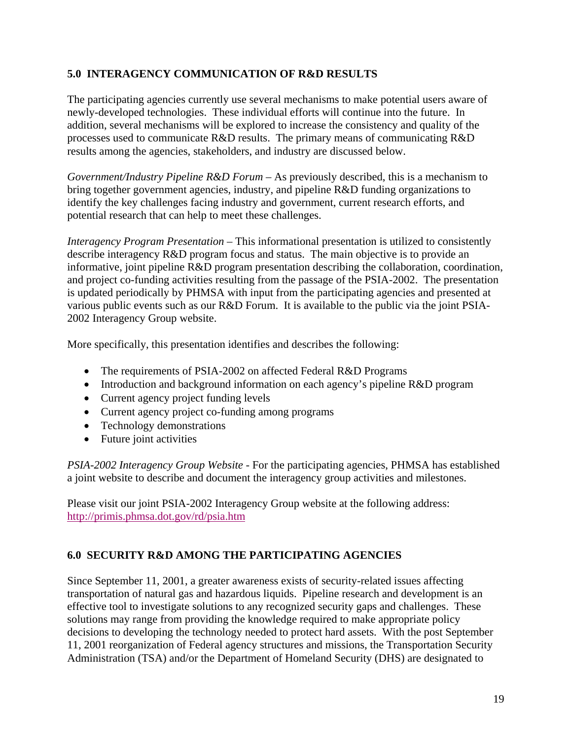## 5.0 INTERAGENCY COMMUNICATION OF R&D RESULTS

The participating agencies currently use several mechanisms to make potential users aware of newly-developed technologies. These individual efforts will continue into the future. In addition, several mechanisms will be explored to increase the consistency and quality of the processes used to communicate R&D results. The primary means of communicating R&D results among the agencies, stakeholders, and industry are discussed below.

*Government/Industry Pipeline R&D Forum* – As previously described, this is a mechanism to bring together government agencies, industry, and pipeline R&D funding organizations to identify the key challenges facing industry and government, current research efforts, and potential research that can help to meet these challenges.

*Interagency Program Presentation* – This informational presentation is utilized to consistently describe interagency R&D program focus and status. The main objective is to provide an informative, joint pipeline R&D program presentation describing the collaboration, coordination, and project co-funding activities resulting from the passage of the PSIA-2002. The presentation is updated periodically by PHMSA with input from the participating agencies and presented at various public events such as our R&D Forum. It is available to the public via the joint PSIA-2002 Interagency Group website.

More specifically, this presentation identifies and describes the following:

- The requirements of PSIA-2002 on affected Federal R&D Programs
- Introduction and background information on each agency's pipeline R&D program
- Current agency project funding levels
- Current agency project co-funding among programs
- Technology demonstrations
- Future joint activities

*PSIA-2002 Interagency Group Website* - For the participating agencies, PHMSA has established a joint website to describe and document the interagency group activities and milestones.

Please visit our joint PSIA-2002 Interagency Group website at the following address: http://primis.phmsa.dot.gov/rd/psia.htm

## 6.0 SECURITY R&D AMONG THE PARTICIPATING AGENCIES

Since September 11, 2001, a greater awareness exists of security-related issues affecting transportation of natural gas and hazardous liquids. Pipeline research and development is an effective tool to investigate solutions to any recognized security gaps and challenges. These solutions may range from providing the knowledge required to make appropriate policy decisions to developing the technology needed to protect hard assets. With the post September 11, 2001 reorganization of Federal agency structures and missions, the Transportation Security Administration (TSA) and/or the Department of Homeland Security (DHS) are designated to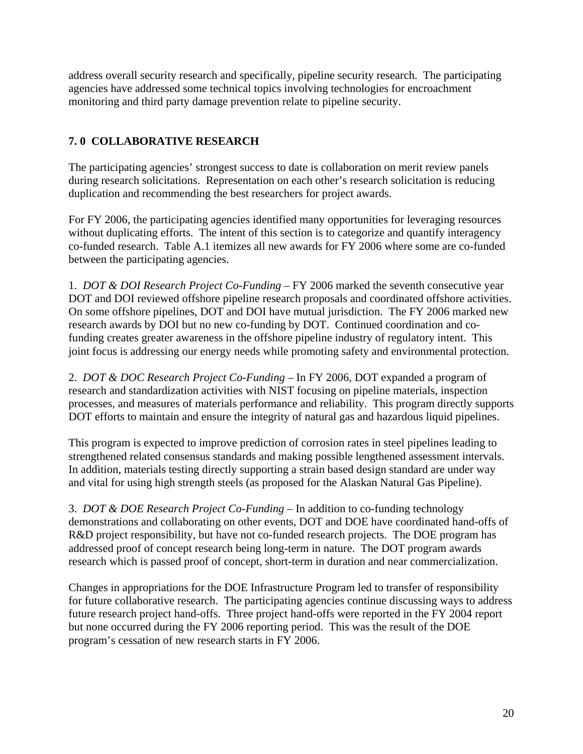address overall security research and specifically, pipeline security research. The participating agencies have addressed some technical topics involving technologies for encroachment monitoring and third party damage prevention relate to pipeline security.

## 7. 0 COLLABORATIVE RESEARCH

The participating agencies' strongest success to date is collaboration on merit review panels during research solicitations. Representation on each other's research solicitation is reducing duplication and recommending the best researchers for project awards.

For FY 2006, the participating agencies identified many opportunities for leveraging resources without duplicating efforts. The intent of this section is to categorize and quantify interagency co-funded research. Table A.1 itemizes all new awards for FY 2006 where some are co-funded between the participating agencies.

1. *DOT & DOI Research Project Co-Funding* – FY 2006 marked the seventh consecutive year DOT and DOI reviewed offshore pipeline research proposals and coordinated offshore activities. On some offshore pipelines, DOT and DOI have mutual jurisdiction. The FY 2006 marked new research awards by DOI but no new co-funding by DOT. Continued coordination and co-funding creates greater awareness in the offshore pipeline industry of regulatory intent. This joint focus is addressing our energy needs while promoting safety and environmental protection.

2. *DOT & DOC Research Project Co-Funding* – In FY 2006, DOT expanded a program of research and standardization activities with NIST focusing on pipeline materials, inspection processes, and measures of materials performance and reliability. This program directly supports DOT efforts to maintain and ensure the integrity of natural gas and hazardous liquid pipelines.

This program is expected to improve prediction of corrosion rates in steel pipelines leading to strengthened related consensus standards and making possible lengthened assessment intervals. In addition, materials testing directly supporting a strain based design standard are under way and vital for using high strength steels (as proposed for the Alaskan Natural Gas Pipeline).

3. *DOT & DOE Research Project Co-Funding* – In addition to co-funding technology demonstrations and collaborating on other events, DOT and DOE have coordinated hand-offs of R&D project responsibility, but have not co-funded research projects. The DOE program has addressed proof of concept research being long-term in nature. The DOT program awards research which is passed proof of concept, short-term in duration and near commercialization.

Changes in appropriations for the DOE Infrastructure Program led to transfer of responsibility for future collaborative research. The participating agencies continue discussing ways to address future research project hand-offs. Three project hand-offs were reported in the FY 2004 report but none occurred during the FY 2006 reporting period. This was the result of the DOE program's cessation of new research starts in FY 2006.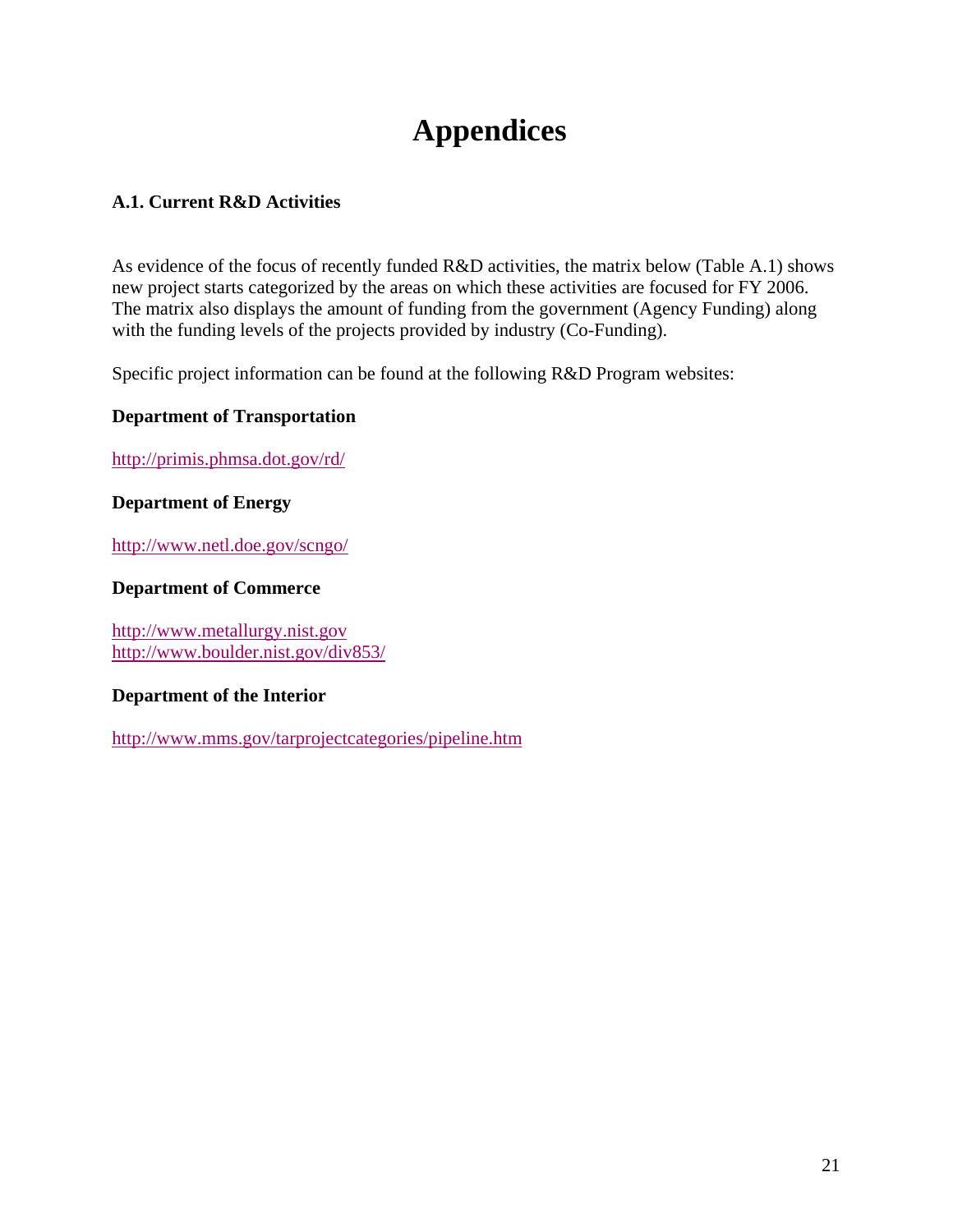# Appendices

### A.1. Current R&D Activities

As evidence of the focus of recently funded R&D activities, the matrix below (Table A.1) shows new project starts categorized by the areas on which these activities are focused for FY 2006. The matrix also displays the amount of funding from the government (Agency Funding) along with the funding levels of the projects provided by industry (Co-Funding).

Specific project information can be found at the following R&D Program websites:

**Department of Transportation**

http://primis.phmsa.dot.gov/rd/

**Department of Energy**

http://www.netl.doe.gov/scngo/

**Department of Commerce**

http://www.metallurgy.nist.gov
http://www.boulder.nist.gov/div853/

**Department of the Interior**

http://www.mms.gov/tarprojectcategories/pipeline.htm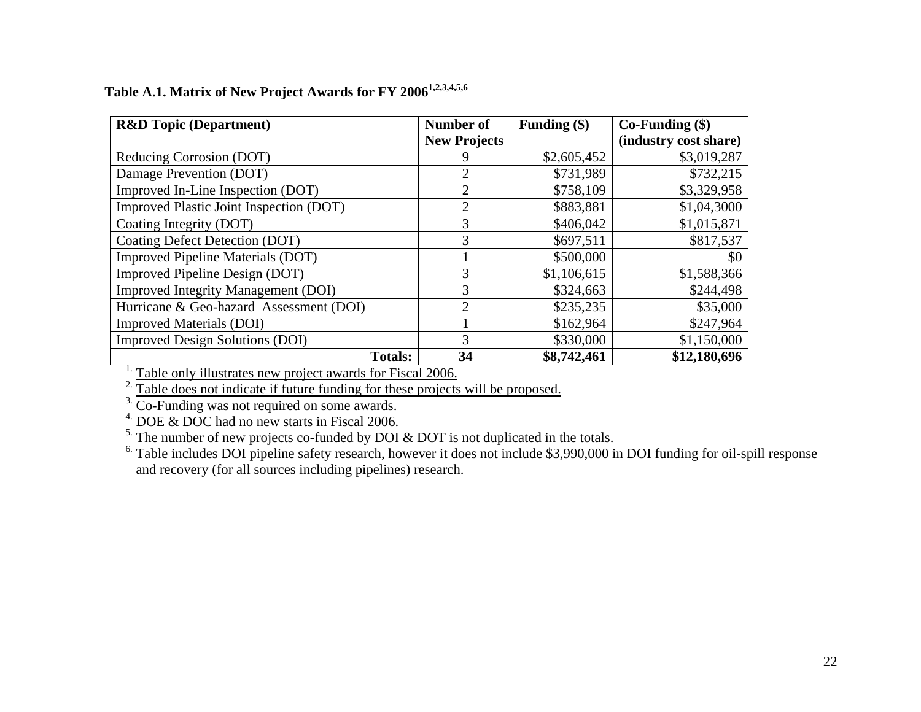**Table A.1. Matrix of New Project Awards for FY 2006[1,2,3,4,5,6]**

| R&D Topic (Department) | Number of New Projects | Funding ($) | Co-Funding ($) (industry cost share) |
|---|---|---|---|
| Reducing Corrosion (DOT) | 9 | $2,605,452 | $3,019,287 |
| Damage Prevention (DOT) | 2 | $731,989 | $732,215 |
| Improved In-Line Inspection (DOT) | 2 | $758,109 | $3,329,958 |
| Improved Plastic Joint Inspection (DOT) | 2 | $883,881 | $1,04,3000 |
| Coating Integrity (DOT) | 3 | $406,042 | $1,015,871 |
| Coating Defect Detection (DOT) | 3 | $697,511 | $817,537 |
| Improved Pipeline Materials (DOT) | 1 | $500,000 | $0 |
| Improved Pipeline Design (DOT) | 3 | $1,106,615 | $1,588,366 |
| Improved Integrity Management (DOI) | 3 | $324,663 | $244,498 |
| Hurricane & Geo-hazard Assessment (DOI) | 2 | $235,235 | $35,000 |
| Improved Materials (DOI) | 1 | $162,964 | $247,964 |
| Improved Design Solutions (DOI) | 3 | $330,000 | $1,150,000 |
| **Totals:** | **34** | **$8,742,461** | **$12,180,696** |

1. Table only illustrates new project awards for Fiscal 2006.
2. Table does not indicate if future funding for these projects will be proposed.
3. Co-Funding was not required on some awards.
4. DOE & DOC had no new starts in Fiscal 2006.
5. The number of new projects co-funded by DOI & DOT is not duplicated in the totals.
6. Table includes DOI pipeline safety research, however it does not include $3,990,000 in DOI funding for oil-spill response and recovery (for all sources including pipelines) research.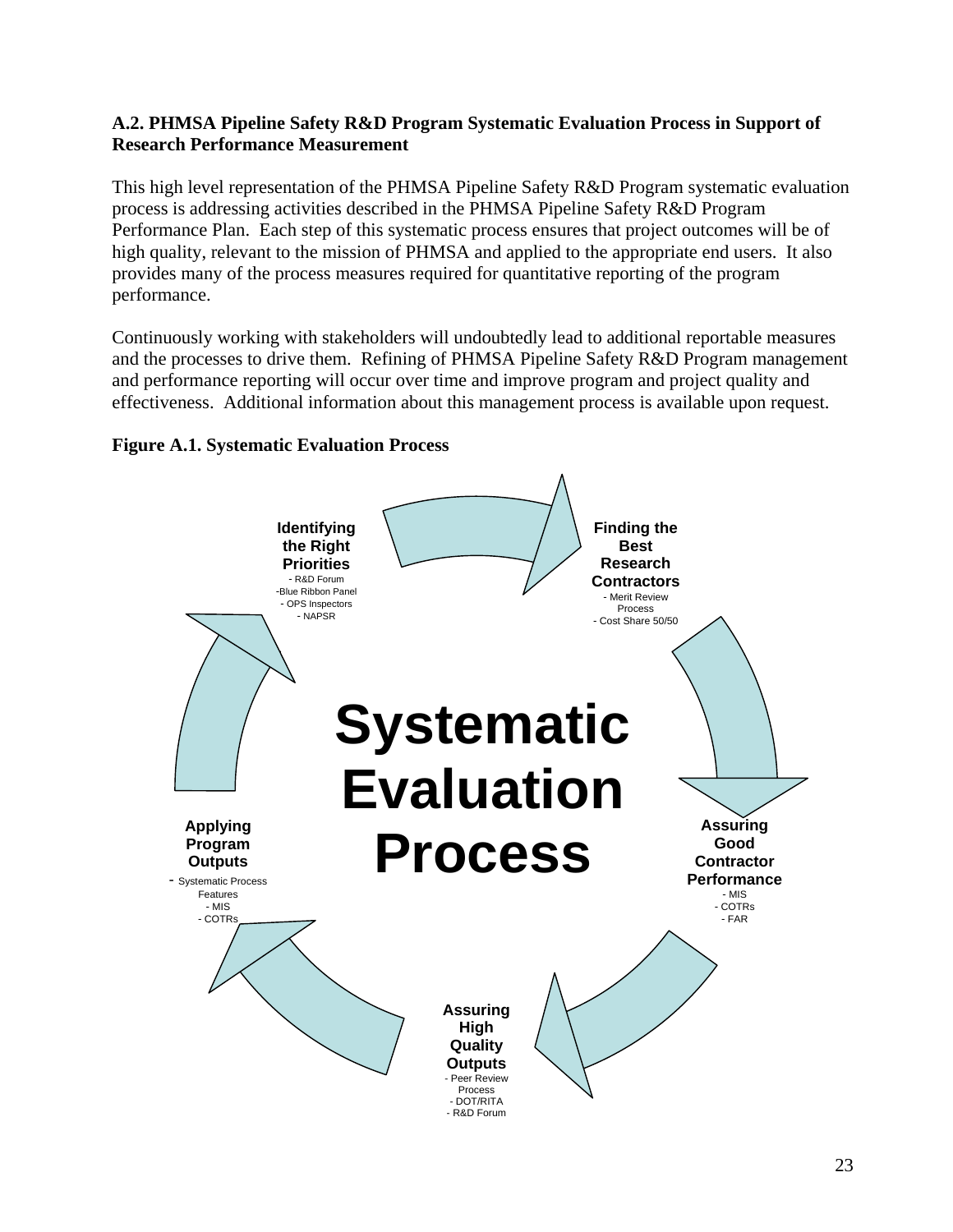### A.2. PHMSA Pipeline Safety R&D Program Systematic Evaluation Process in Support of Research Performance Measurement

This high level representation of the PHMSA Pipeline Safety R&D Program systematic evaluation process is addressing activities described in the PHMSA Pipeline Safety R&D Program Performance Plan. Each step of this systematic process ensures that project outcomes will be of high quality, relevant to the mission of PHMSA and applied to the appropriate end users. It also provides many of the process measures required for quantitative reporting of the program performance.

Continuously working with stakeholders will undoubtedly lead to additional reportable measures and the processes to drive them. Refining of PHMSA Pipeline Safety R&D Program management and performance reporting will occur over time and improve program and project quality and effectiveness. Additional information about this management process is available upon request.

**Figure A.1. Systematic Evaluation Process**

**Systematic Evaluation Process**

**Identifying the Right Priorities**
- R&D Forum
- Blue Ribbon Panel
- OPS Inspectors
- NAPSR

**Finding the Best Research Contractors**
- Merit Review Process
- Cost Share 50/50

**Assuring Good Contractor Performance**
- MIS
- COTRs
- FAR

**Assuring High Quality Outputs**
- Peer Review Process
- DOT/RITA
- R&D Forum

**Applying Program Outputs**
- Systematic Process Features
- MIS
- COTRs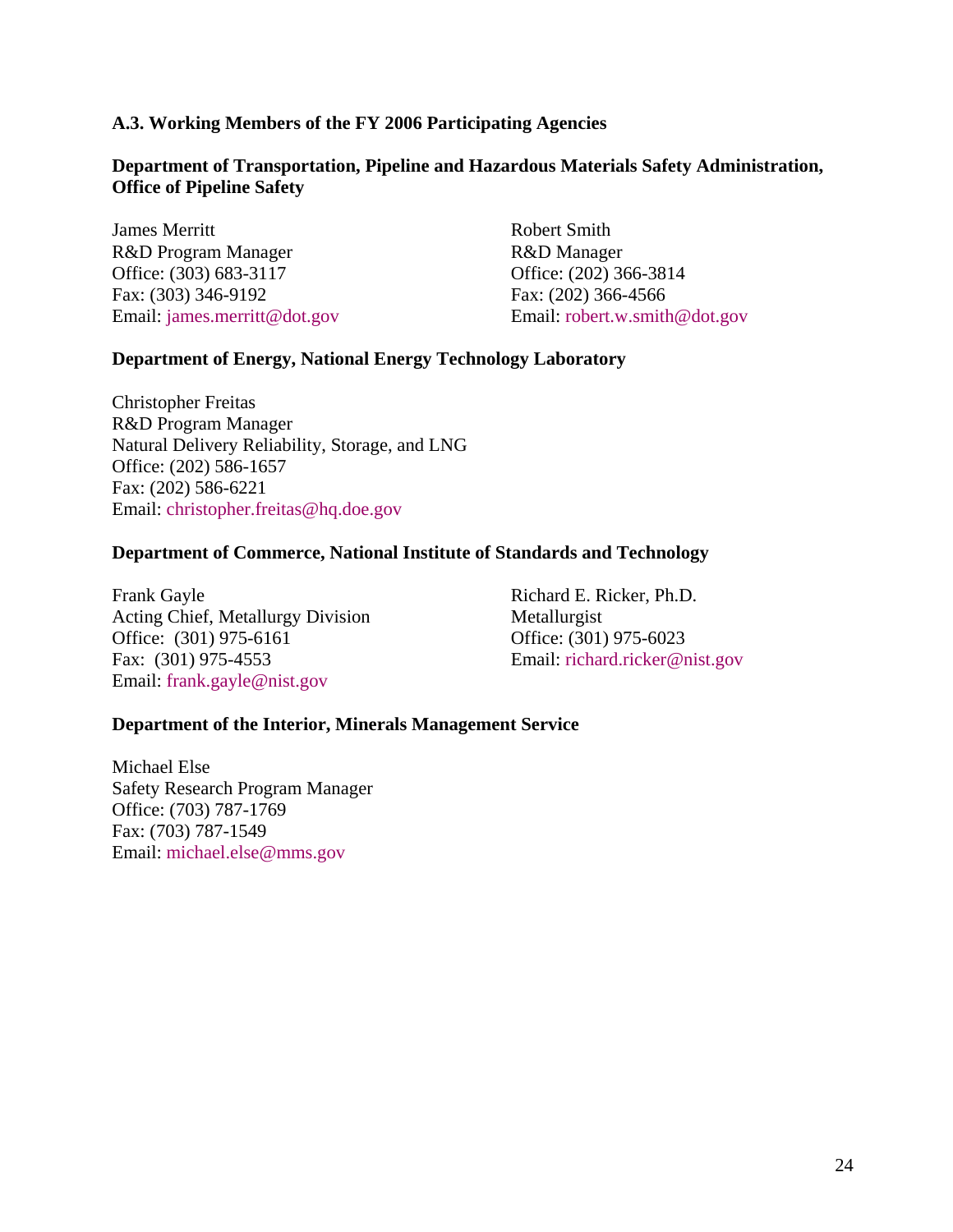### A.3. Working Members of the FY 2006 Participating Agencies

#### Department of Transportation, Pipeline and Hazardous Materials Safety Administration, Office of Pipeline Safety

James Merritt
R&D Program Manager
Office: (303) 683-3117
Fax: (303) 346-9192
Email: james.merritt@dot.gov

Robert Smith
R&D Manager
Office: (202) 366-3814
Fax: (202) 366-4566
Email: robert.w.smith@dot.gov

#### Department of Energy, National Energy Technology Laboratory

Christopher Freitas
R&D Program Manager
Natural Delivery Reliability, Storage, and LNG
Office: (202) 586-1657
Fax: (202) 586-6221
Email: christopher.freitas@hq.doe.gov

#### Department of Commerce, National Institute of Standards and Technology

Frank Gayle
Acting Chief, Metallurgy Division
Office: (301) 975-6161
Fax: (301) 975-4553
Email: frank.gayle@nist.gov

Richard E. Ricker, Ph.D.
Metallurgist
Office: (301) 975-6023
Email: richard.ricker@nist.gov

#### Department of the Interior, Minerals Management Service

Michael Else
Safety Research Program Manager
Office: (703) 787-1769
Fax: (703) 787-1549
Email: michael.else@mms.gov